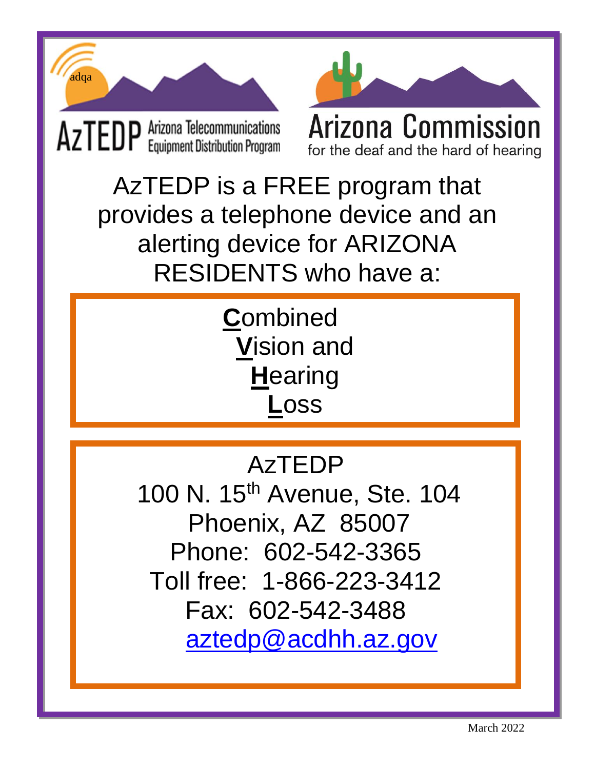adqa

AzTEDP Arizona Telecommunications Equipment Distribution Program

Arizona Commission for the deaf and the hard of hearing

# AzTEDP is a FREE program that provides a telephone device and an alerting device for ARIZONA RESIDENTS who have a:

**C**ombined
**V**ision and
**H**earing
**L**oss

AzTEDP
100 N. 15th Avenue, Ste. 104
Phoenix, AZ 85007
Phone: 602-542-3365
Toll free: 1-866-223-3412
Fax: 602-542-3488
aztedp@acdhh.az.gov

March 2022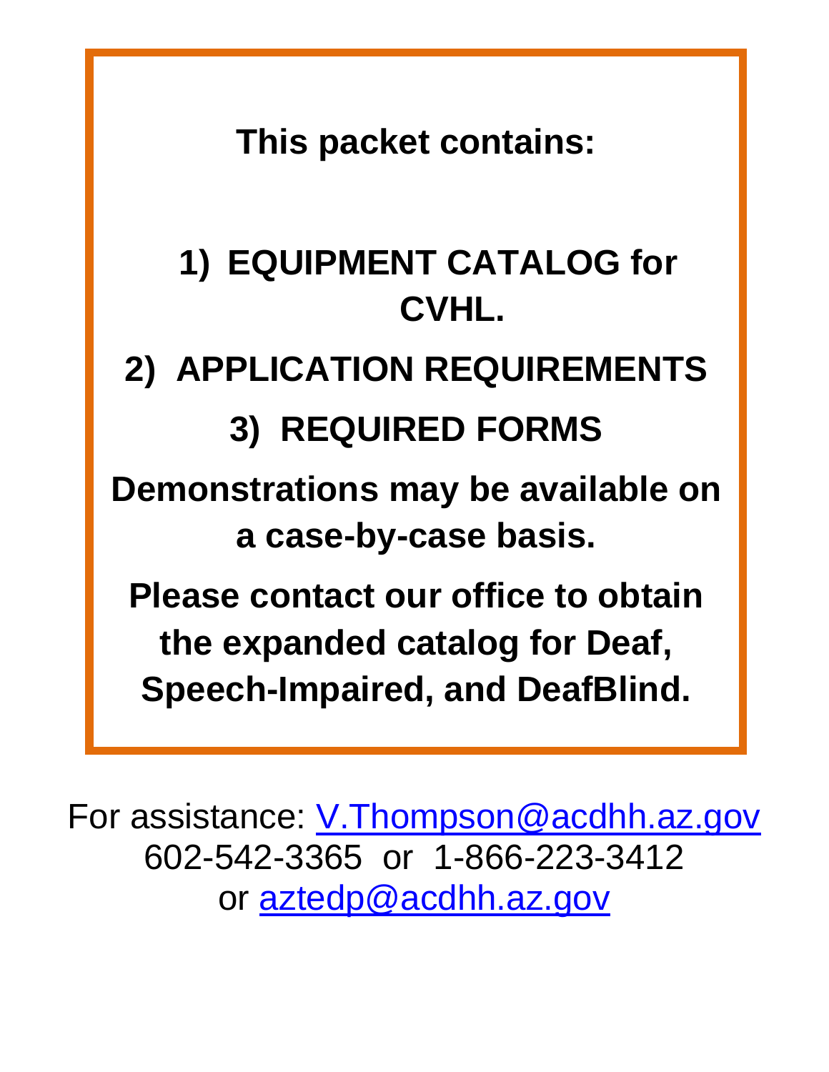**This packet contains:**

1) **EQUIPMENT CATALOG for CVHL.**
2) **APPLICATION REQUIREMENTS**
3) **REQUIRED FORMS**

**Demonstrations may be available on a case-by-case basis.**

**Please contact our office to obtain the expanded catalog for Deaf, Speech-Impaired, and DeafBlind.**

For assistance: [V.Thompson@acdhh.az.gov](mailto:V.Thompson@acdhh.az.gov)
602-542-3365 or 1-866-223-3412
or [aztedp@acdhh.az.gov](mailto:aztedp@acdhh.az.gov)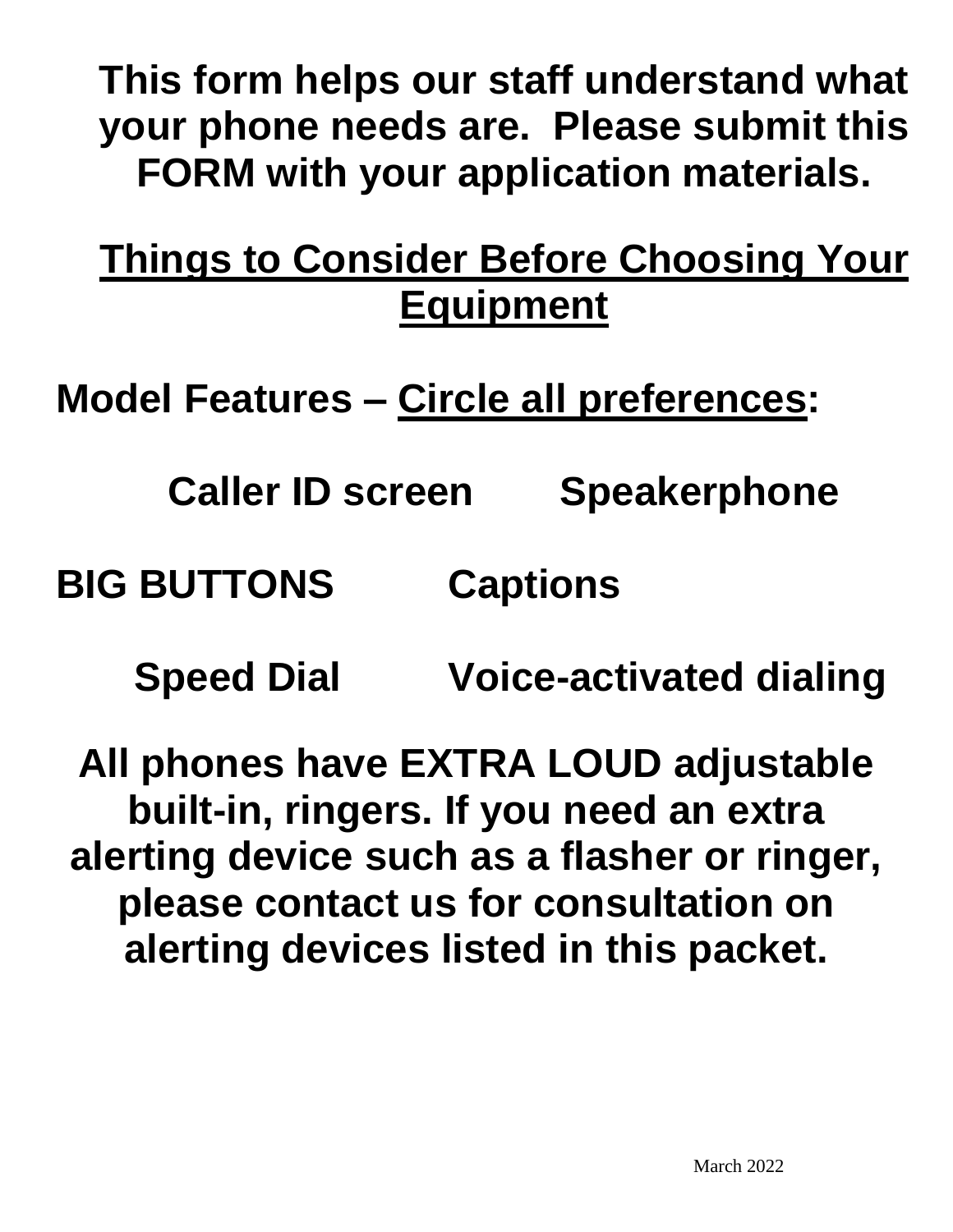**This form helps our staff understand what your phone needs are. Please submit this FORM with your application materials.**

## Things to Consider Before Choosing Your Equipment

**Model Features – Circle all preferences:**

**Caller ID screen** **Speakerphone**

**BIG BUTTONS** **Captions**

**Speed Dial** **Voice-activated dialing**

**All phones have EXTRA LOUD adjustable built-in, ringers. If you need an extra alerting device such as a flasher or ringer, please contact us for consultation on alerting devices listed in this packet.**

March 2022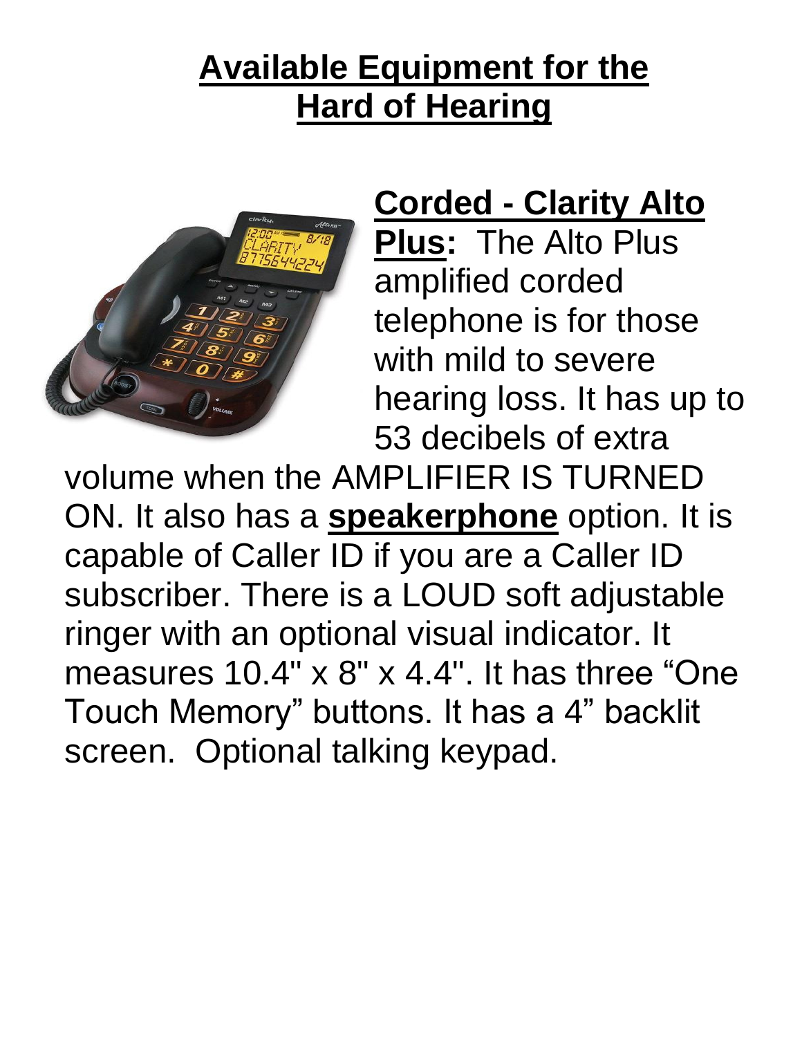# Available Equipment for the Hard of Hearing

**Corded - Clarity Alto Plus:** The Alto Plus amplified corded telephone is for those with mild to severe hearing loss. It has up to 53 decibels of extra volume when the AMPLIFIER IS TURNED ON. It also has a **speakerphone** option. It is capable of Caller ID if you are a Caller ID subscriber. There is a LOUD soft adjustable ringer with an optional visual indicator. It measures 10.4" x 8" x 4.4". It has three "One Touch Memory" buttons. It has a 4" backlit screen. Optional talking keypad.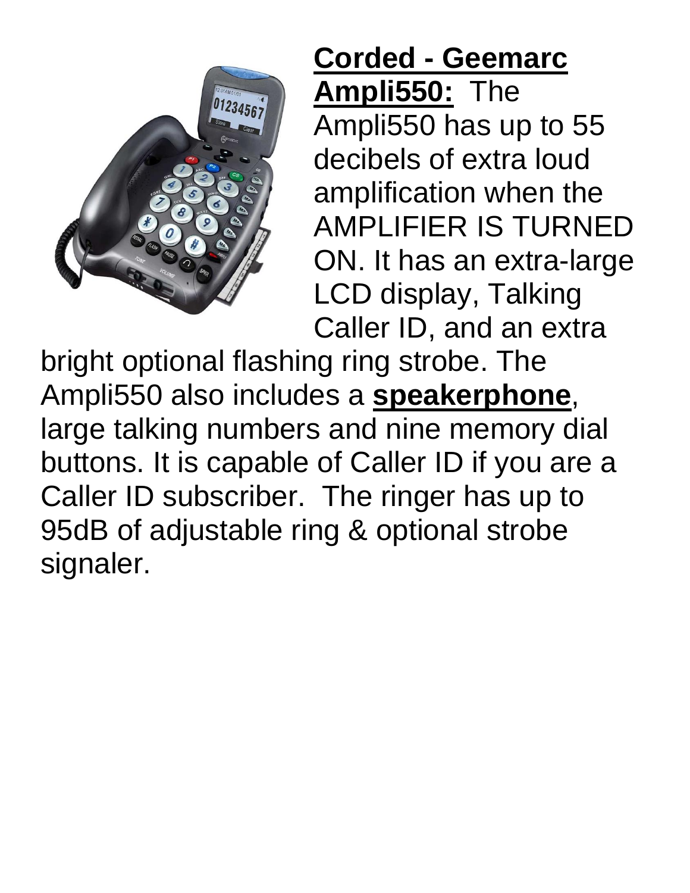**<u>Corded - Geemarc Ampli550:</u>** The Ampli550 has up to 55 decibels of extra loud amplification when the AMPLIFIER IS TURNED ON. It has an extra-large LCD display, Talking Caller ID, and an extra bright optional flashing ring strobe. The Ampli550 also includes a **<u>speakerphone</u>**, large talking numbers and nine memory dial buttons. It is capable of Caller ID if you are a Caller ID subscriber. The ringer has up to 95dB of adjustable ring & optional strobe signaler.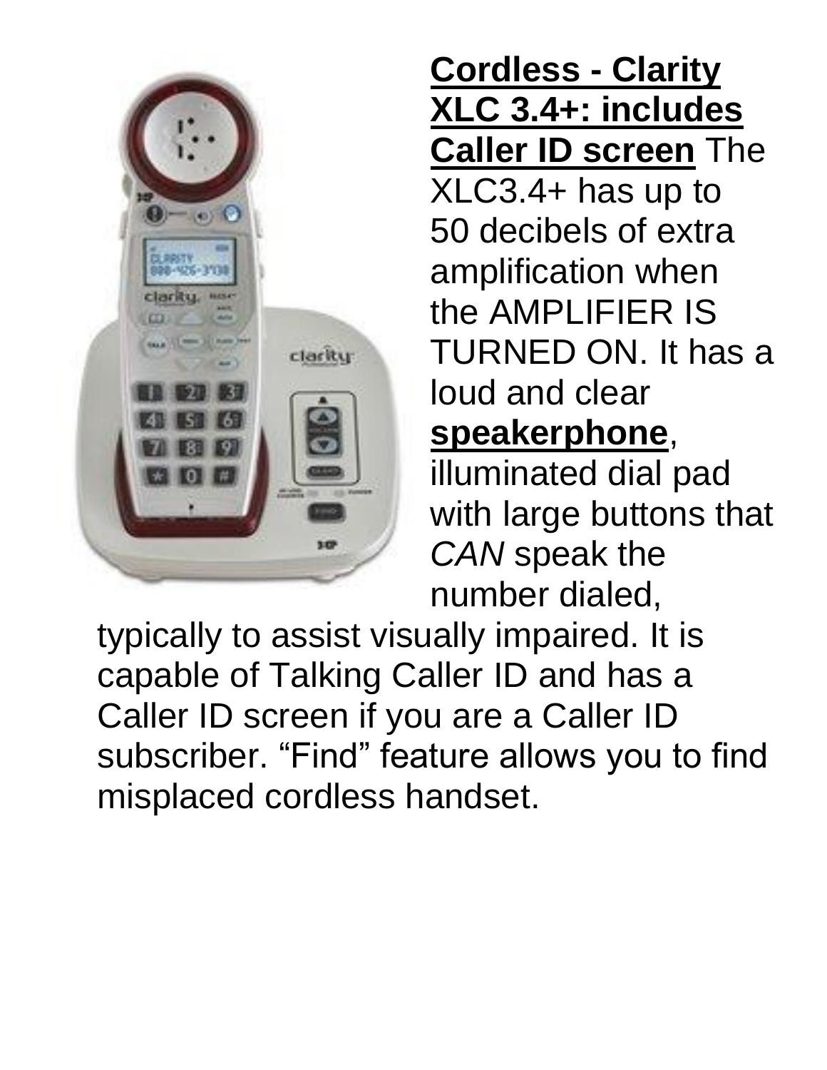**<u>Cordless - Clarity XLC 3.4+: includes Caller ID screen</u>** The XLC3.4+ has up to 50 decibels of extra amplification when the AMPLIFIER IS TURNED ON. It has a loud and clear **<u>speakerphone</u>**, illuminated dial pad with large buttons that *CAN* speak the number dialed, typically to assist visually impaired. It is capable of Talking Caller ID and has a Caller ID screen if you are a Caller ID subscriber. "Find" feature allows you to find misplaced cordless handset.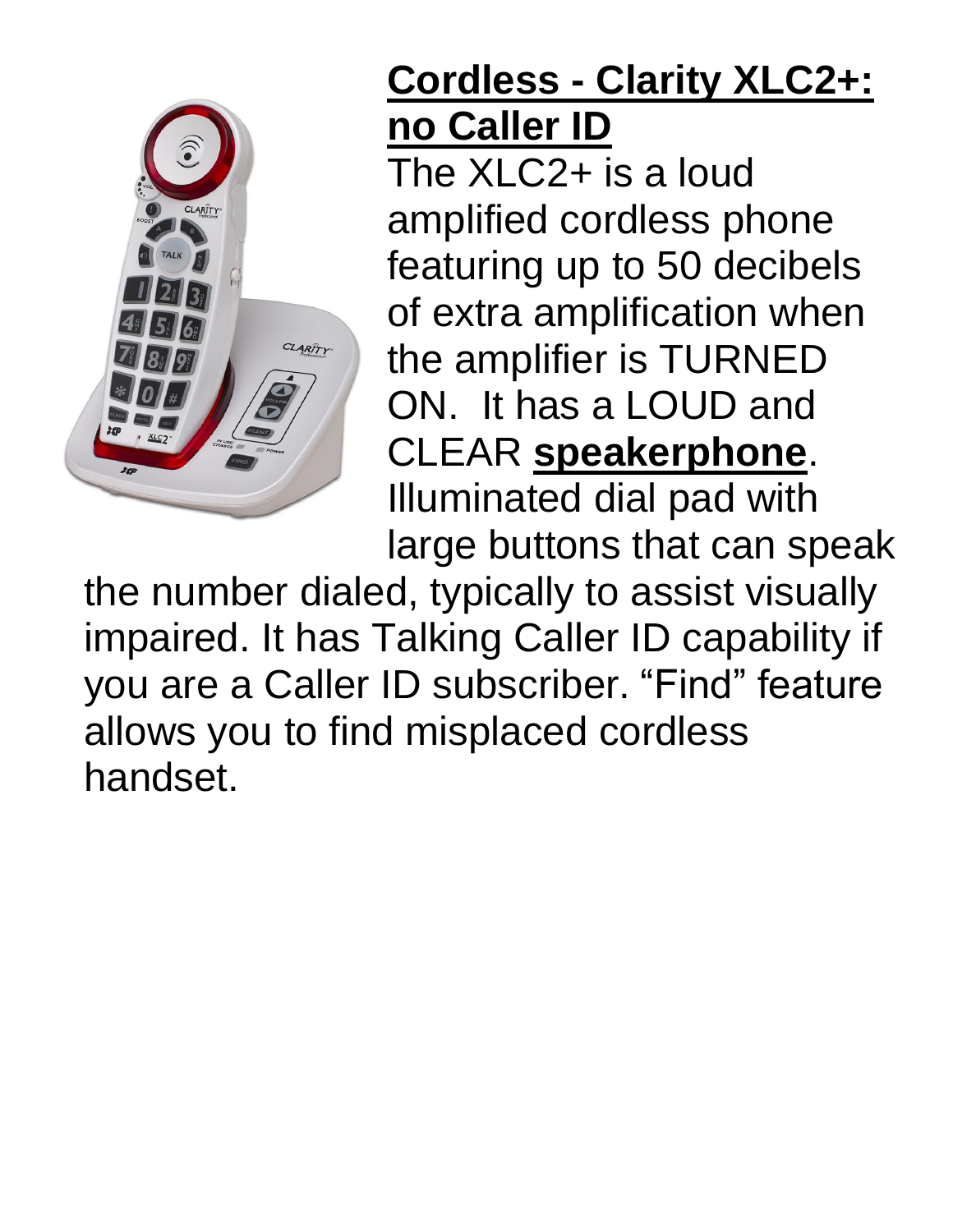## **Cordless - Clarity XLC2+: no Caller ID**

The XLC2+ is a loud amplified cordless phone featuring up to 50 decibels of extra amplification when the amplifier is TURNED ON.  It has a LOUD and CLEAR **speakerphone**. Illuminated dial pad with large buttons that can speak the number dialed, typically to assist visually impaired. It has Talking Caller ID capability if you are a Caller ID subscriber. “Find” feature allows you to find misplaced cordless handset.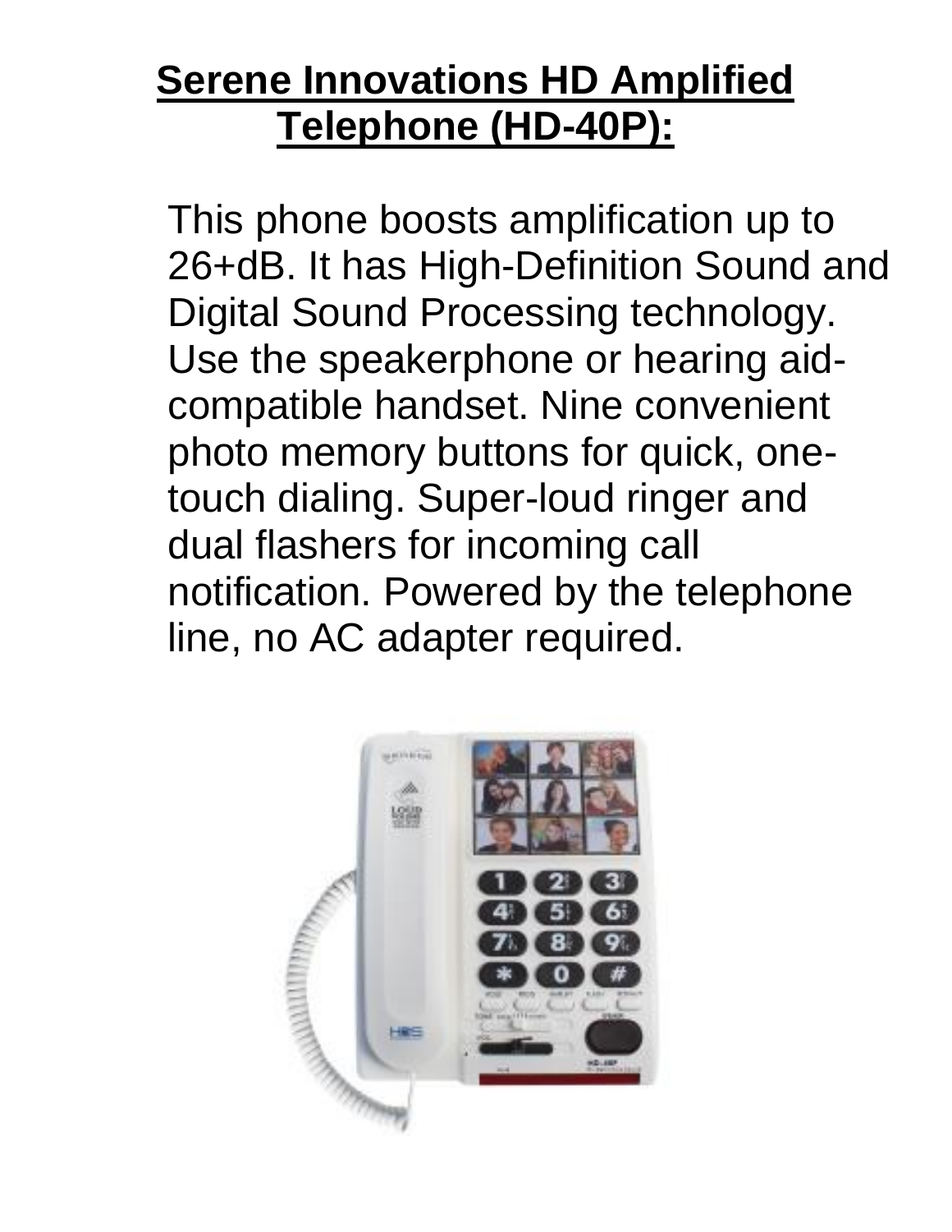## Serene Innovations HD Amplified Telephone (HD-40P):

This phone boosts amplification up to 26+dB. It has High-Definition Sound and Digital Sound Processing technology. Use the speakerphone or hearing aid-compatible handset. Nine convenient photo memory buttons for quick, one-touch dialing. Super-loud ringer and dual flashers for incoming call notification. Powered by the telephone line, no AC adapter required.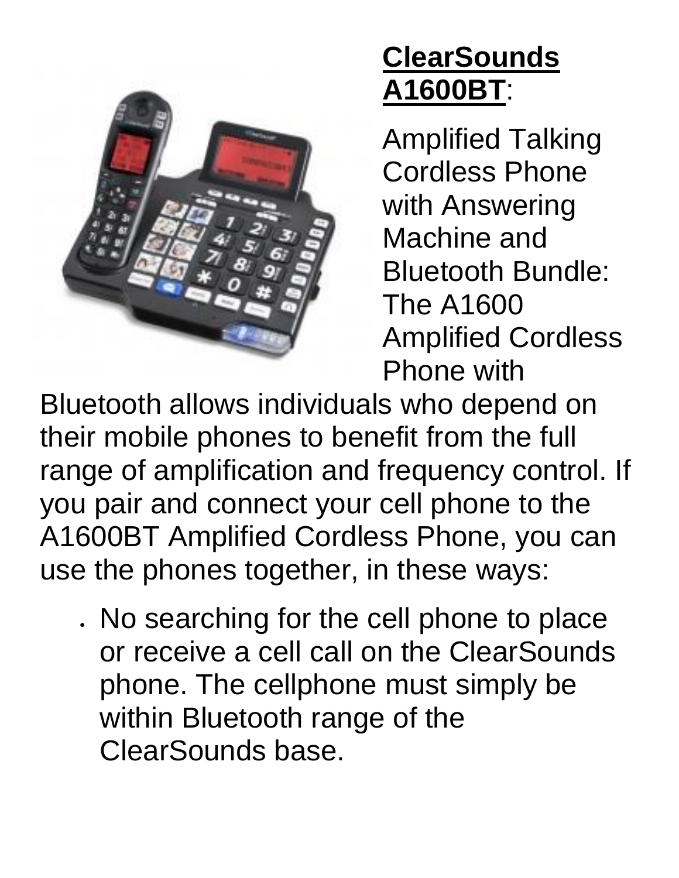**<u>ClearSounds A1600BT</u>**:

Amplified Talking Cordless Phone with Answering Machine and Bluetooth Bundle: The A1600 Amplified Cordless Phone with Bluetooth allows individuals who depend on their mobile phones to benefit from the full range of amplification and frequency control. If you pair and connect your cell phone to the A1600BT Amplified Cordless Phone, you can use the phones together, in these ways:

- No searching for the cell phone to place or receive a cell call on the ClearSounds phone. The cellphone must simply be within Bluetooth range of the ClearSounds base.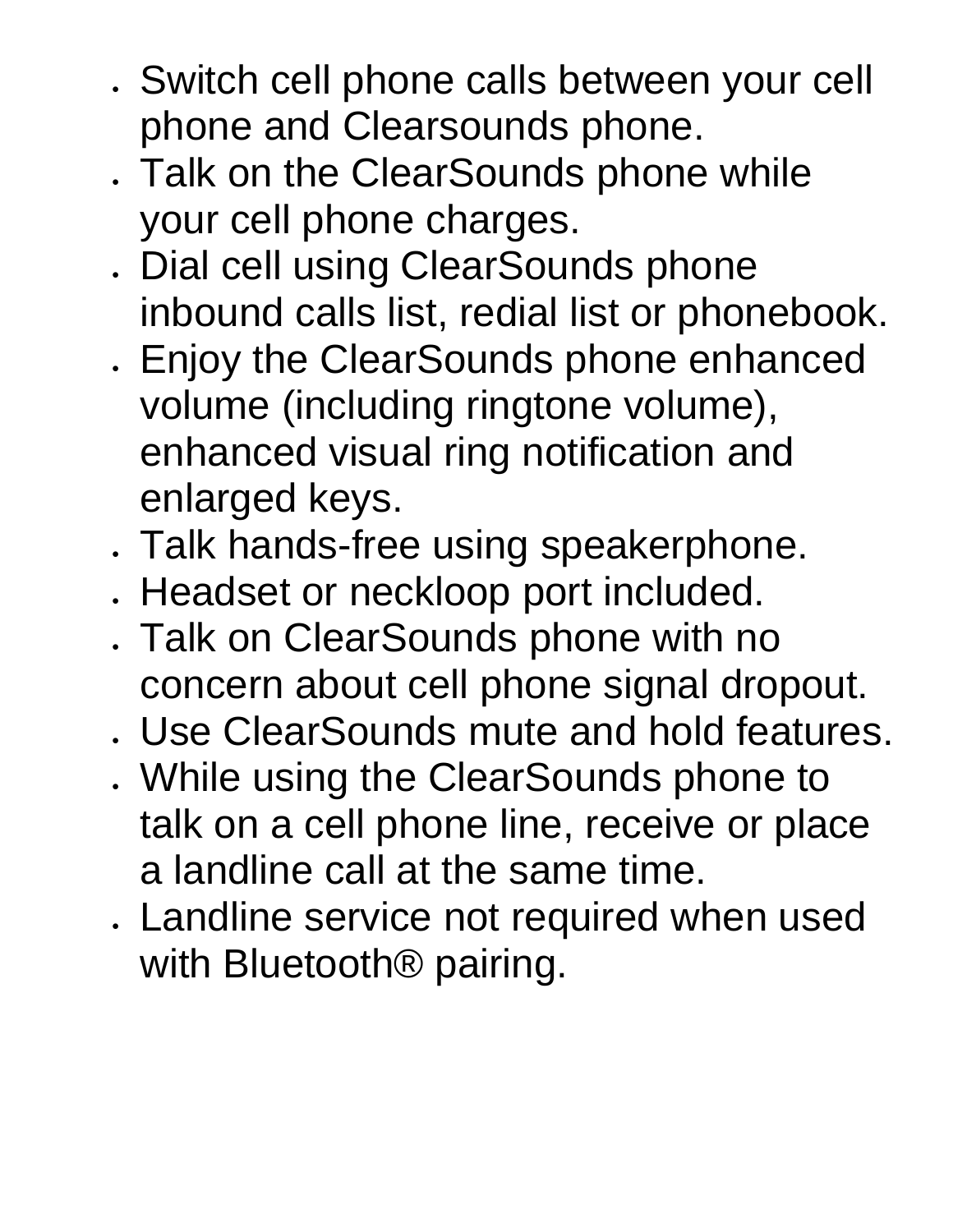- Switch cell phone calls between your cell phone and Clearsounds phone.
- Talk on the ClearSounds phone while your cell phone charges.
- Dial cell using ClearSounds phone inbound calls list, redial list or phonebook.
- Enjoy the ClearSounds phone enhanced volume (including ringtone volume), enhanced visual ring notification and enlarged keys.
- Talk hands-free using speakerphone.
- Headset or neckloop port included.
- Talk on ClearSounds phone with no concern about cell phone signal dropout.
- Use ClearSounds mute and hold features.
- While using the ClearSounds phone to talk on a cell phone line, receive or place a landline call at the same time.
- Landline service not required when used with Bluetooth® pairing.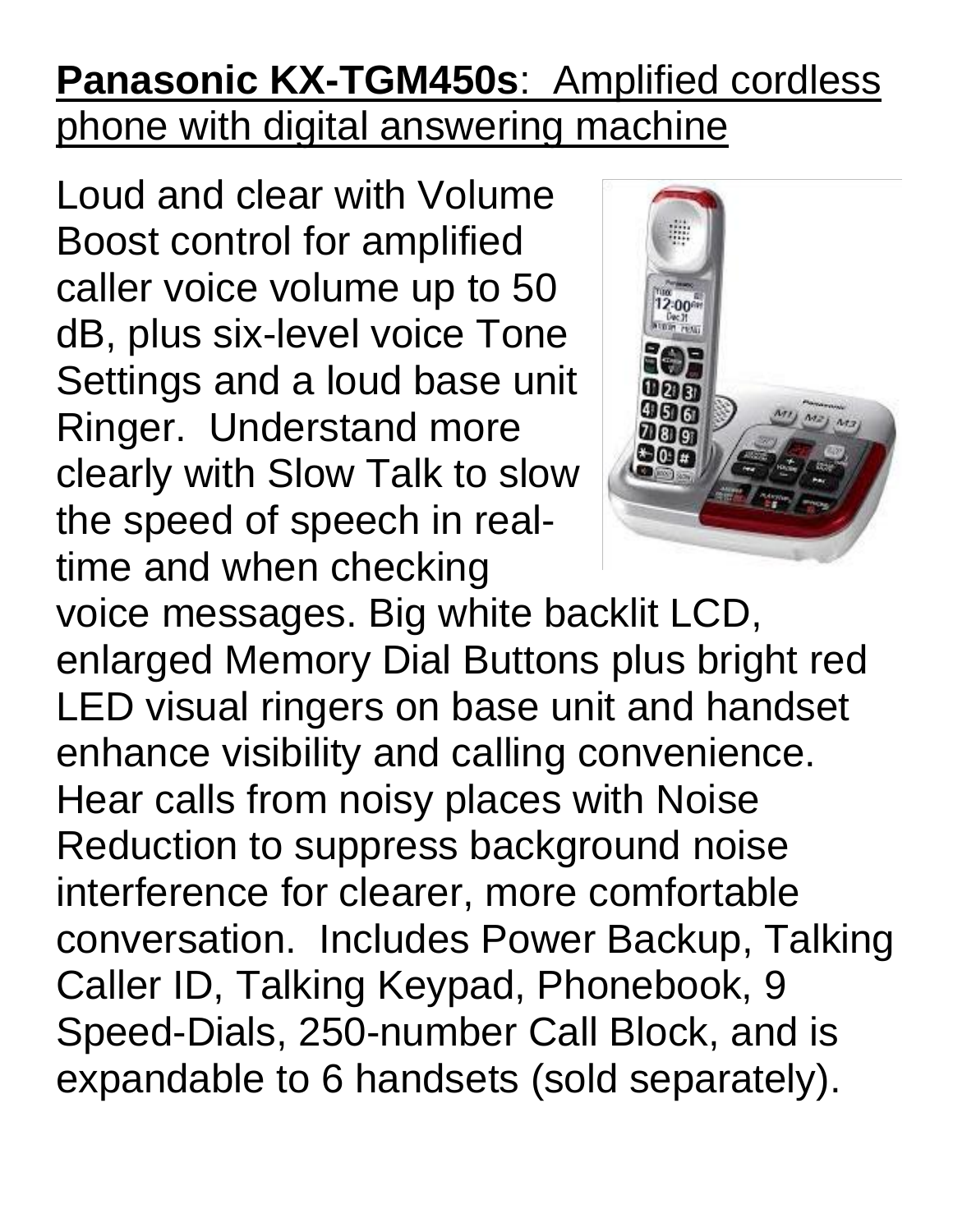**Panasonic KX-TGM450s**: Amplified cordless phone with digital answering machine

Loud and clear with Volume Boost control for amplified caller voice volume up to 50 dB, plus six-level voice Tone Settings and a loud base unit Ringer. Understand more clearly with Slow Talk to slow the speed of speech in real-time and when checking voice messages. Big white backlit LCD, enlarged Memory Dial Buttons plus bright red LED visual ringers on base unit and handset enhance visibility and calling convenience. Hear calls from noisy places with Noise Reduction to suppress background noise interference for clearer, more comfortable conversation. Includes Power Backup, Talking Caller ID, Talking Keypad, Phonebook, 9 Speed-Dials, 250-number Call Block, and is expandable to 6 handsets (sold separately).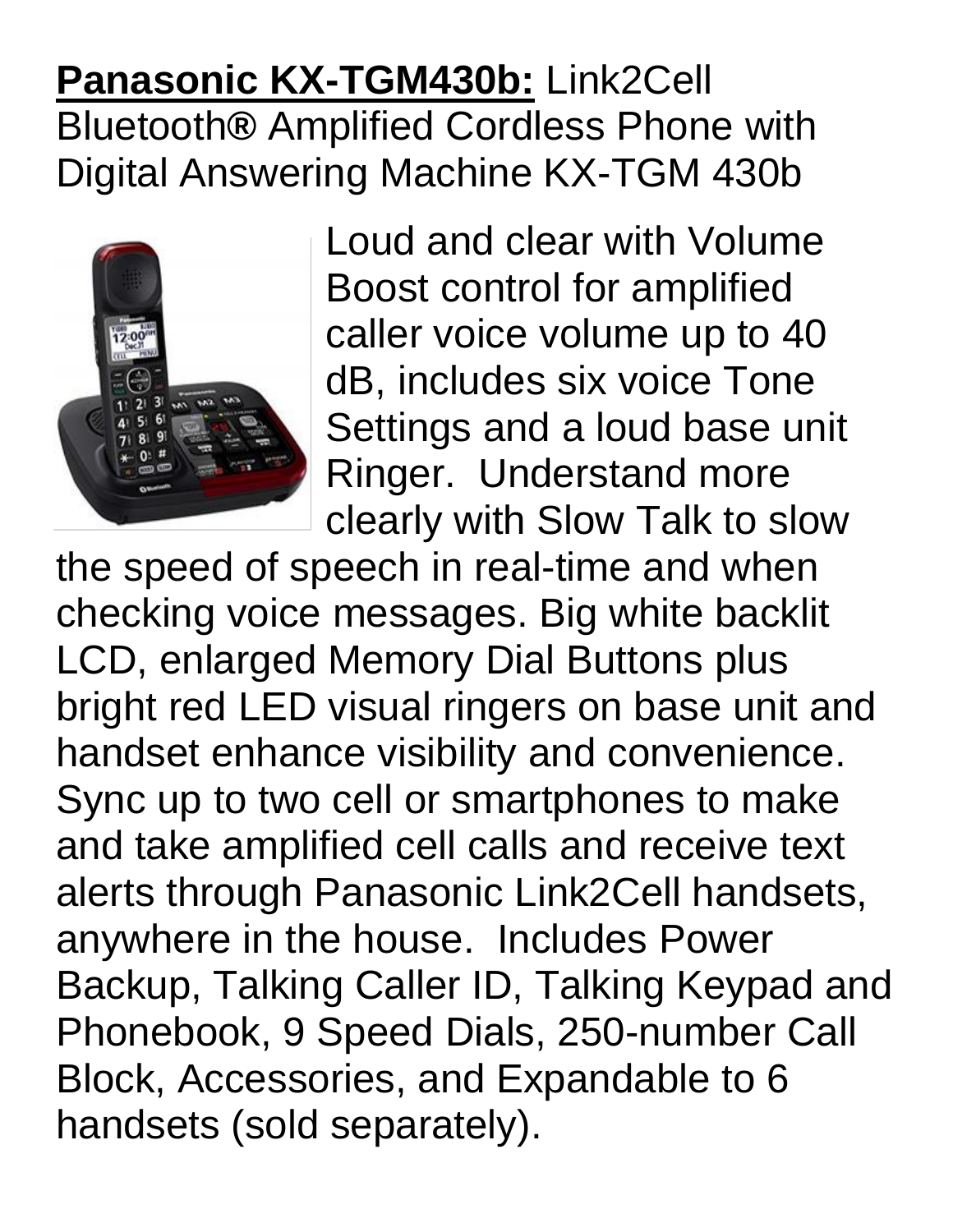**Panasonic KX-TGM430b:** Link2Cell Bluetooth® Amplified Cordless Phone with Digital Answering Machine KX-TGM 430b

Loud and clear with Volume Boost control for amplified caller voice volume up to 40 dB, includes six voice Tone Settings and a loud base unit Ringer. Understand more clearly with Slow Talk to slow the speed of speech in real-time and when checking voice messages. Big white backlit LCD, enlarged Memory Dial Buttons plus bright red LED visual ringers on base unit and handset enhance visibility and convenience. Sync up to two cell or smartphones to make and take amplified cell calls and receive text alerts through Panasonic Link2Cell handsets, anywhere in the house. Includes Power Backup, Talking Caller ID, Talking Keypad and Phonebook, 9 Speed Dials, 250-number Call Block, Accessories, and Expandable to 6 handsets (sold separately).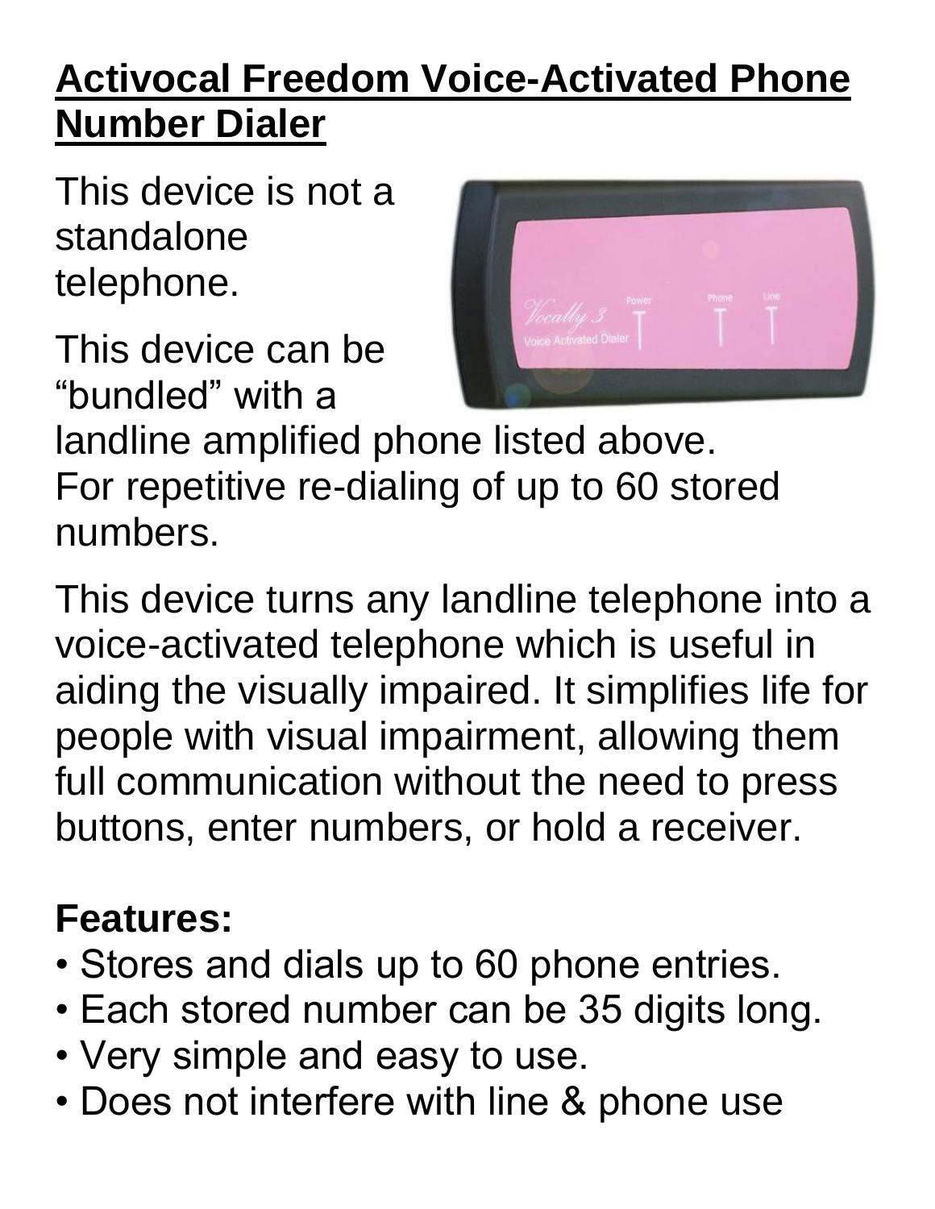## Activocal Freedom Voice-Activated Phone Number Dialer

This device is not a standalone telephone.

This device can be "bundled" with a landline amplified phone listed above. For repetitive re-dialing of up to 60 stored numbers.

This device turns any landline telephone into a voice-activated telephone which is useful in aiding the visually impaired. It simplifies life for people with visual impairment, allowing them full communication without the need to press buttons, enter numbers, or hold a receiver.

**Features:**

- Stores and dials up to 60 phone entries.
- Each stored number can be 35 digits long.
- Very simple and easy to use.
- Does not interfere with line & phone use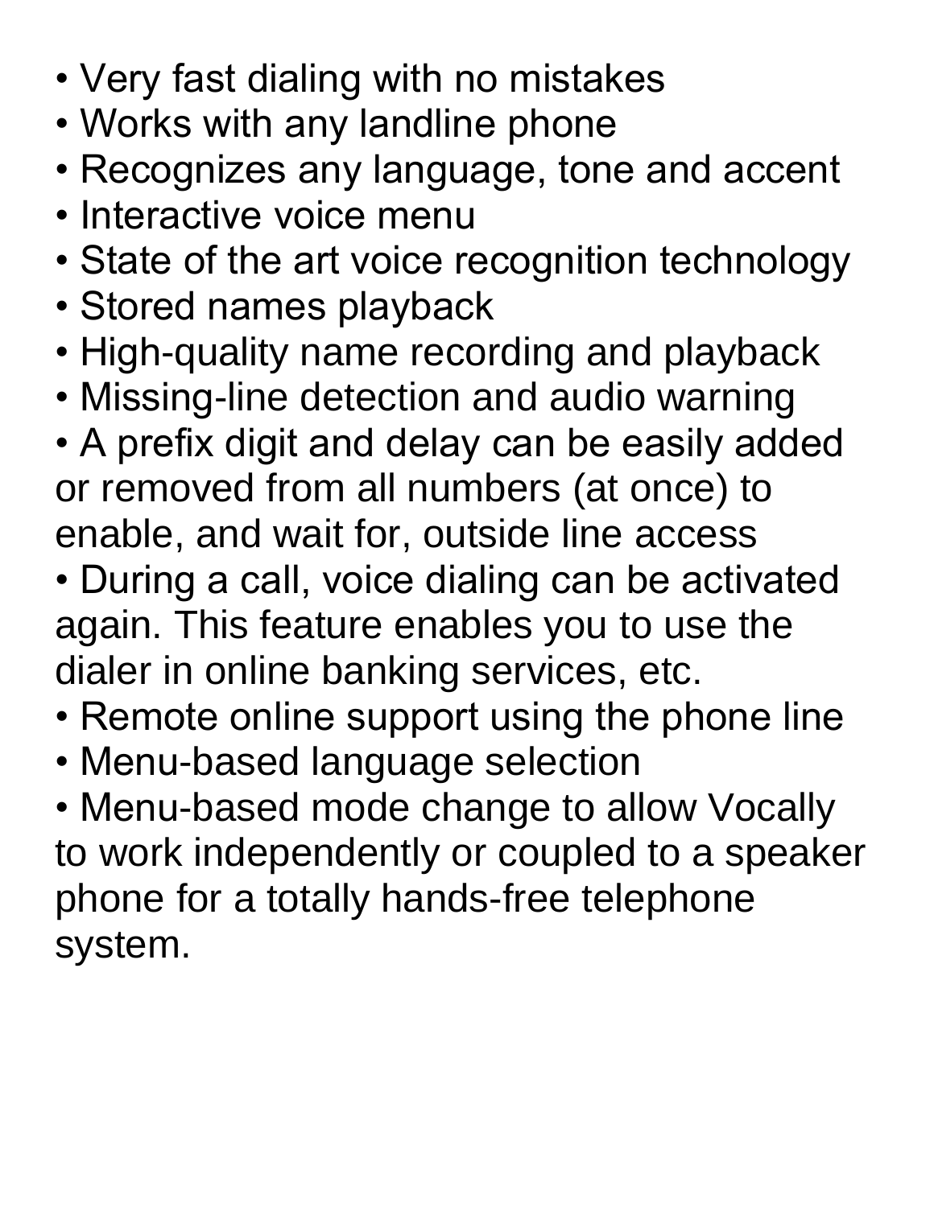- Very fast dialing with no mistakes
- Works with any landline phone
- Recognizes any language, tone and accent
- Interactive voice menu
- State of the art voice recognition technology
- Stored names playback
- High-quality name recording and playback
- Missing-line detection and audio warning
- A prefix digit and delay can be easily added or removed from all numbers (at once) to enable, and wait for, outside line access
- During a call, voice dialing can be activated again. This feature enables you to use the dialer in online banking services, etc.
- Remote online support using the phone line
- Menu-based language selection
- Menu-based mode change to allow Vocally to work independently or coupled to a speaker phone for a totally hands-free telephone system.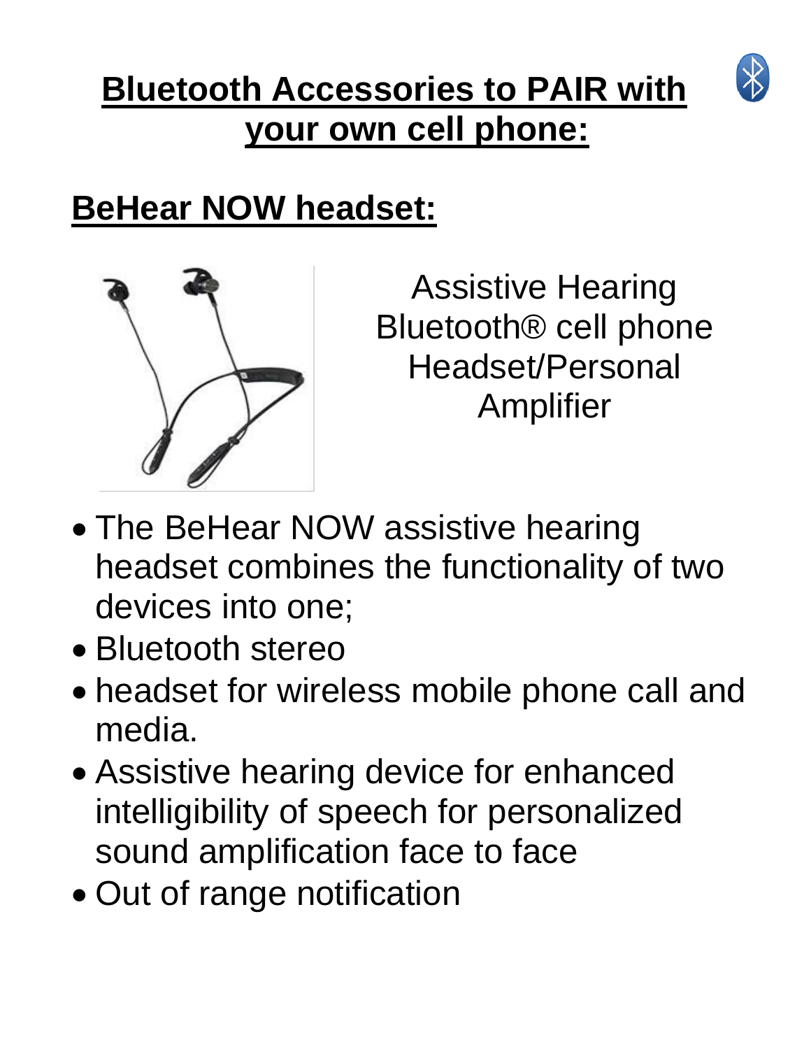# Bluetooth Accessories to PAIR with your own cell phone:

## BeHear NOW headset:

Assistive Hearing Bluetooth® cell phone Headset/Personal Amplifier

- The BeHear NOW assistive hearing headset combines the functionality of two devices into one;
- Bluetooth stereo
- headset for wireless mobile phone call and media.
- Assistive hearing device for enhanced intelligibility of speech for personalized sound amplification face to face
- Out of range notification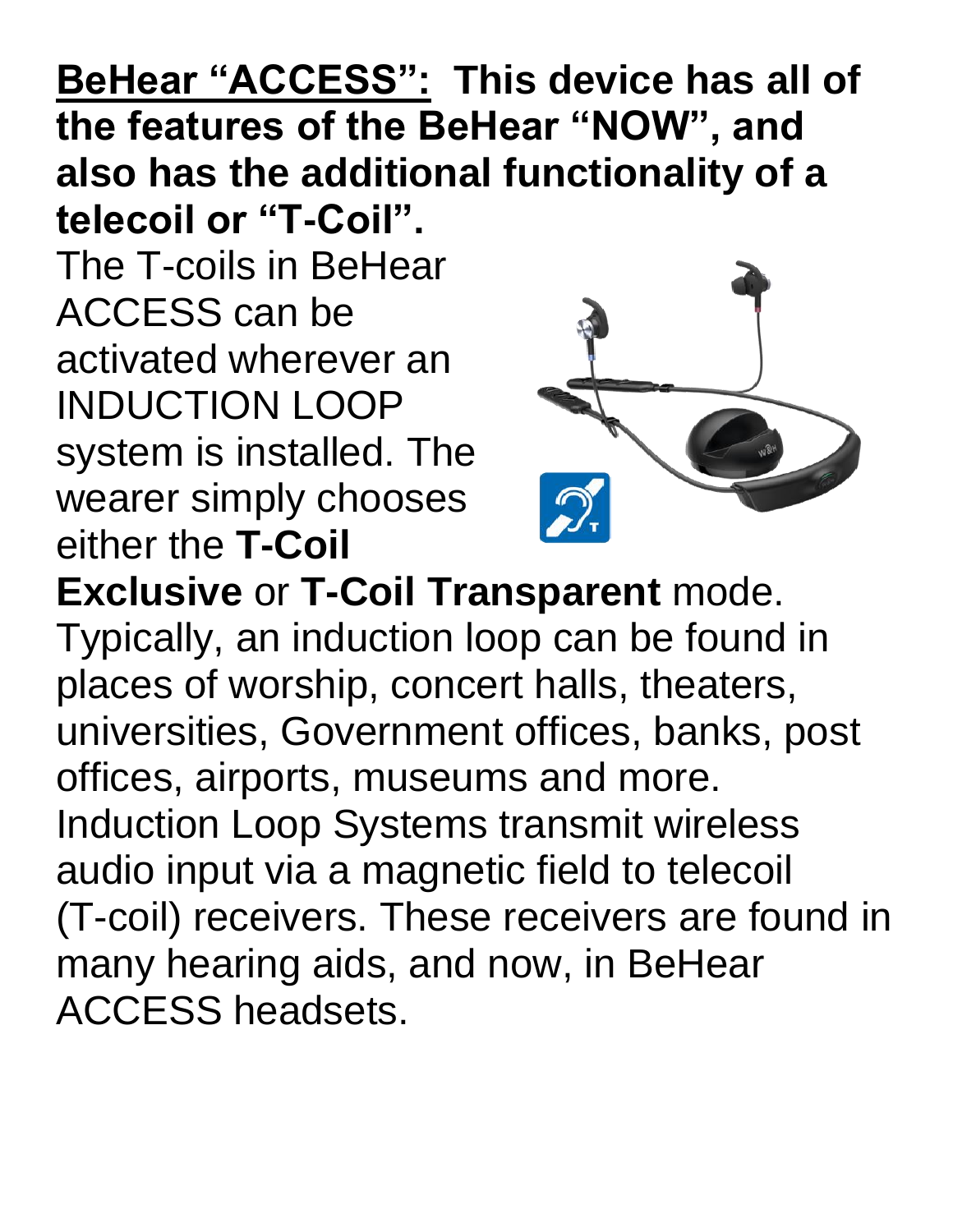**<u>BeHear “ACCESS”:</u> This device has all of the features of the BeHear “NOW”, and also has the additional functionality of a telecoil or “T-Coil”.**

The T-coils in BeHear ACCESS can be activated wherever an INDUCTION LOOP system is installed. The wearer simply chooses either the **T-Coil Exclusive** or **T-Coil Transparent** mode. Typically, an induction loop can be found in places of worship, concert halls, theaters, universities, Government offices, banks, post offices, airports, museums and more. Induction Loop Systems transmit wireless audio input via a magnetic field to telecoil (T-coil) receivers. These receivers are found in many hearing aids, and now, in BeHear ACCESS headsets.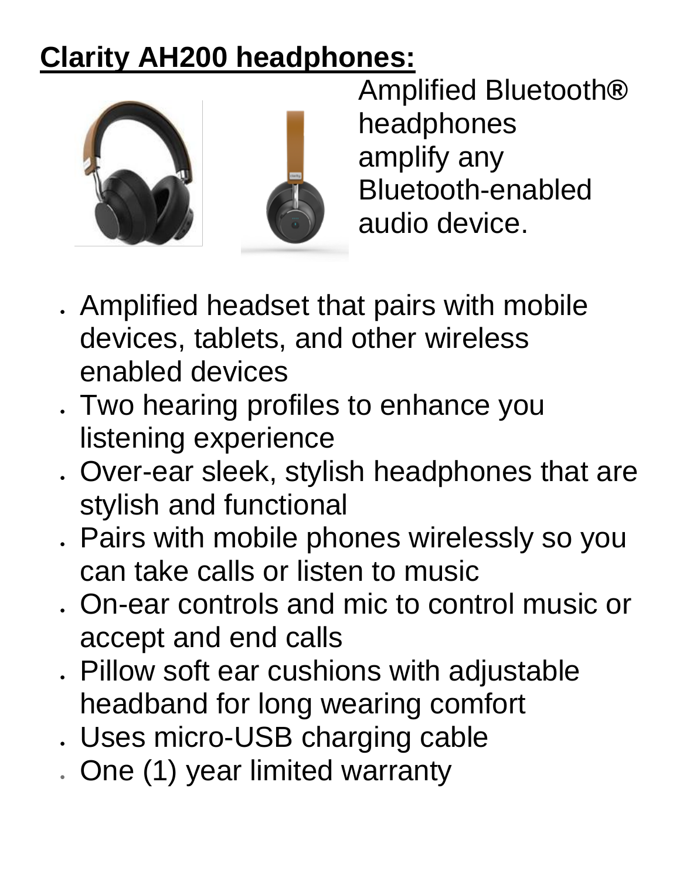**Clarity AH200 headphones:**

Amplified Bluetooth® headphones amplify any Bluetooth-enabled audio device.

- Amplified headset that pairs with mobile devices, tablets, and other wireless enabled devices
- Two hearing profiles to enhance you listening experience
- Over-ear sleek, stylish headphones that are stylish and functional
- Pairs with mobile phones wirelessly so you can take calls or listen to music
- On-ear controls and mic to control music or accept and end calls
- Pillow soft ear cushions with adjustable headband for long wearing comfort
- Uses micro-USB charging cable
- One (1) year limited warranty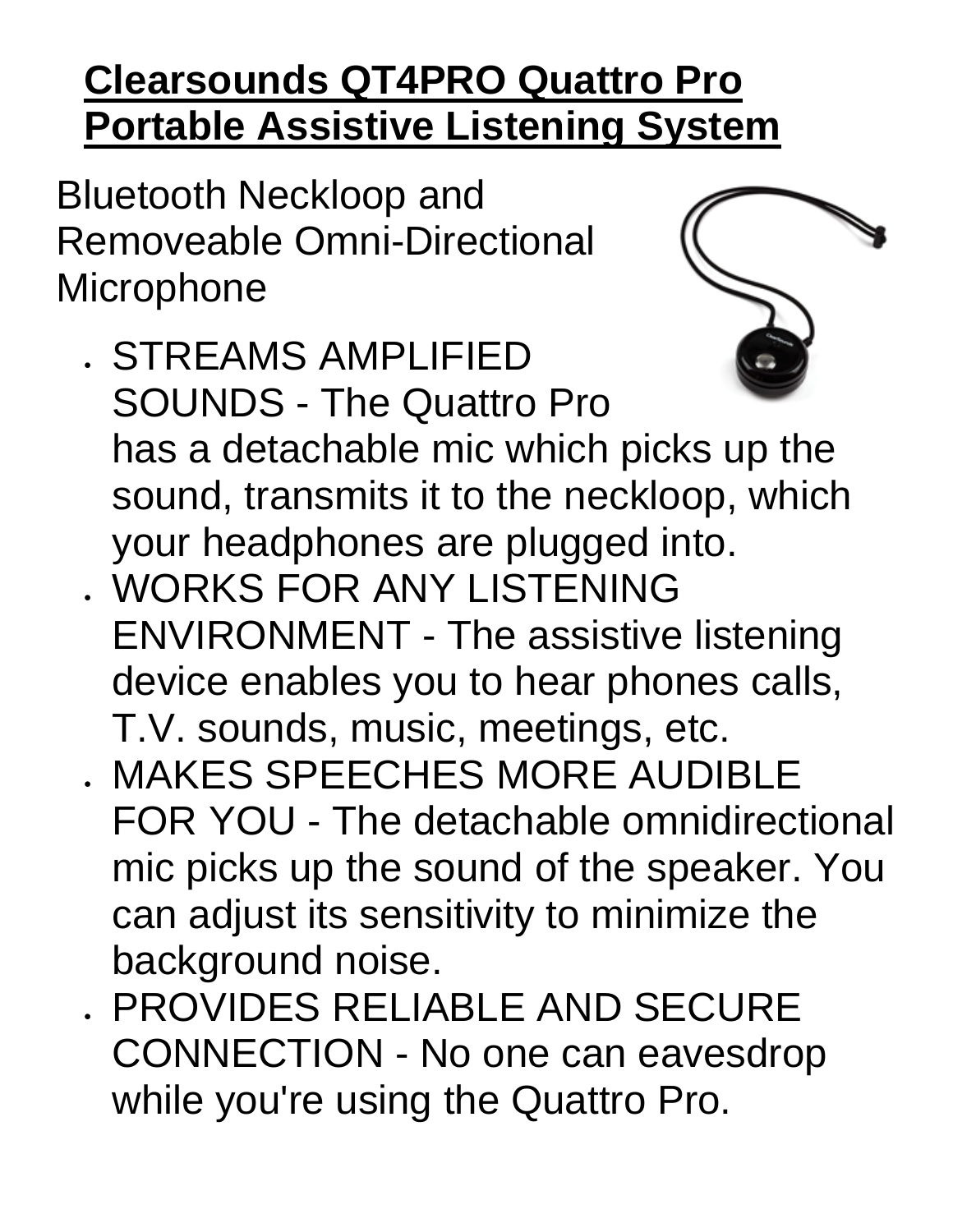# Clearsounds QT4PRO Quattro Pro Portable Assistive Listening System

Bluetooth Neckloop and Removeable Omni-Directional Microphone

- STREAMS AMPLIFIED SOUNDS - The Quattro Pro has a detachable mic which picks up the sound, transmits it to the neckloop, which your headphones are plugged into.
- WORKS FOR ANY LISTENING ENVIRONMENT - The assistive listening device enables you to hear phones calls, T.V. sounds, music, meetings, etc.
- MAKES SPEECHES MORE AUDIBLE FOR YOU - The detachable omnidirectional mic picks up the sound of the speaker. You can adjust its sensitivity to minimize the background noise.
- PROVIDES RELIABLE AND SECURE CONNECTION - No one can eavesdrop while you're using the Quattro Pro.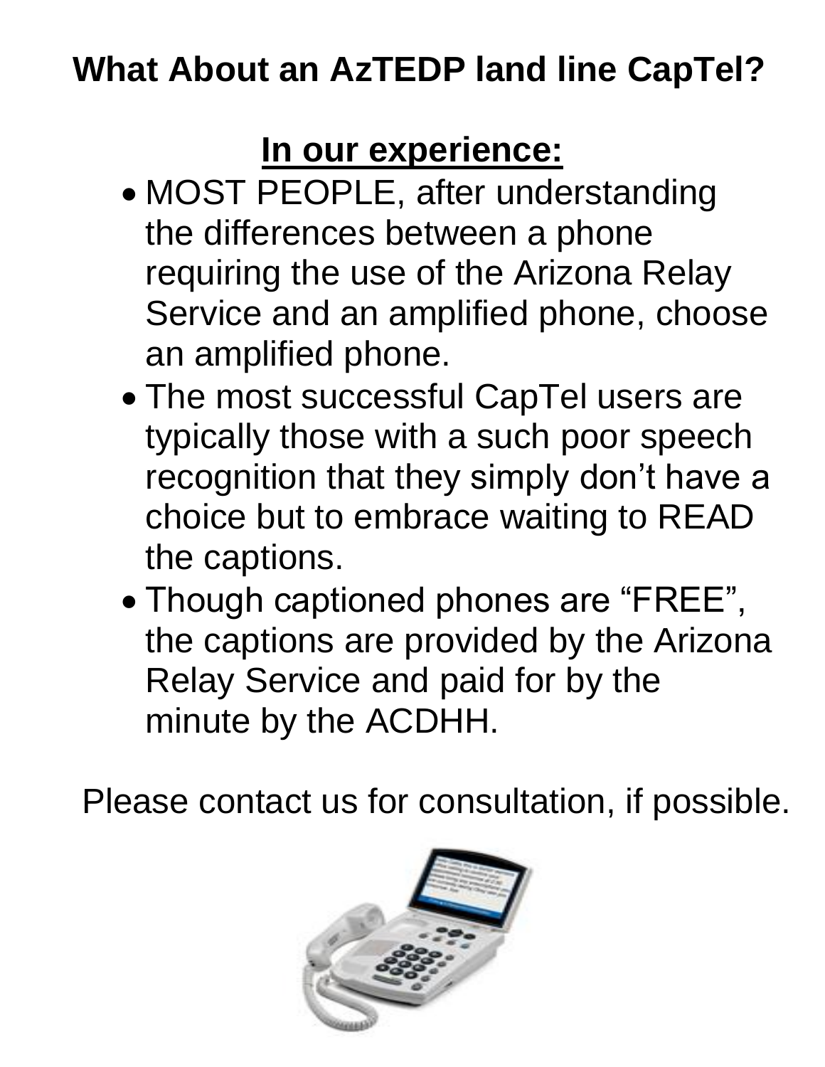# What About an AzTEDP land line CapTel?

## In our experience:

- MOST PEOPLE, after understanding the differences between a phone requiring the use of the Arizona Relay Service and an amplified phone, choose an amplified phone.
- The most successful CapTel users are typically those with a such poor speech recognition that they simply don't have a choice but to embrace waiting to READ the captions.
- Though captioned phones are "FREE", the captions are provided by the Arizona Relay Service and paid for by the minute by the ACDHH.

Please contact us for consultation, if possible.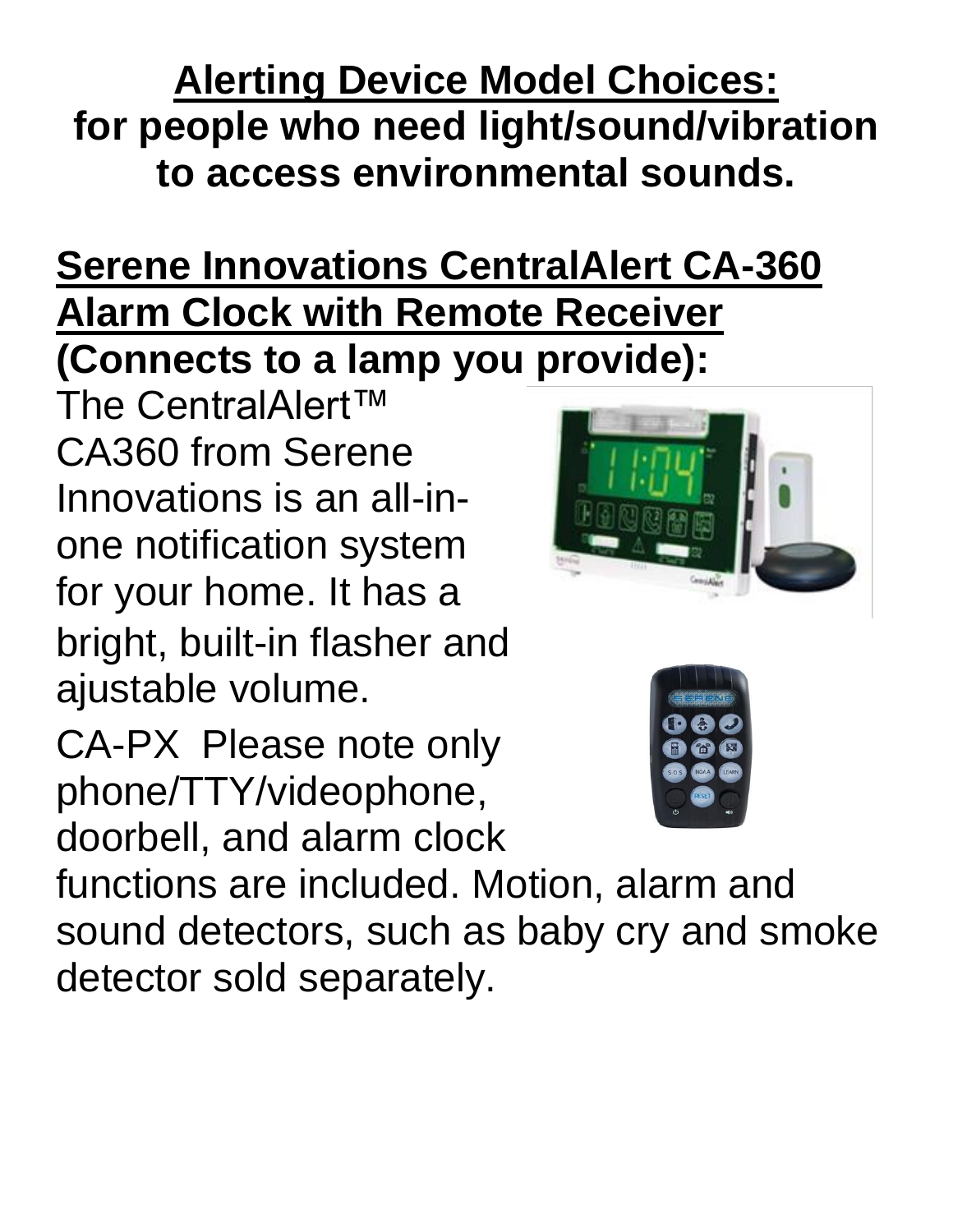# Alerting Device Model Choices:

**for people who need light/sound/vibration to access environmental sounds.**

## Serene Innovations CentralAlert CA-360 Alarm Clock with Remote Receiver (Connects to a lamp you provide):

The CentralAlert™ CA360 from Serene Innovations is an all-in-one notification system for your home. It has a bright, built-in flasher and ajustable volume.

CA-PX Please note only phone/TTY/videophone, doorbell, and alarm clock functions are included. Motion, alarm and sound detectors, such as baby cry and smoke detector sold separately.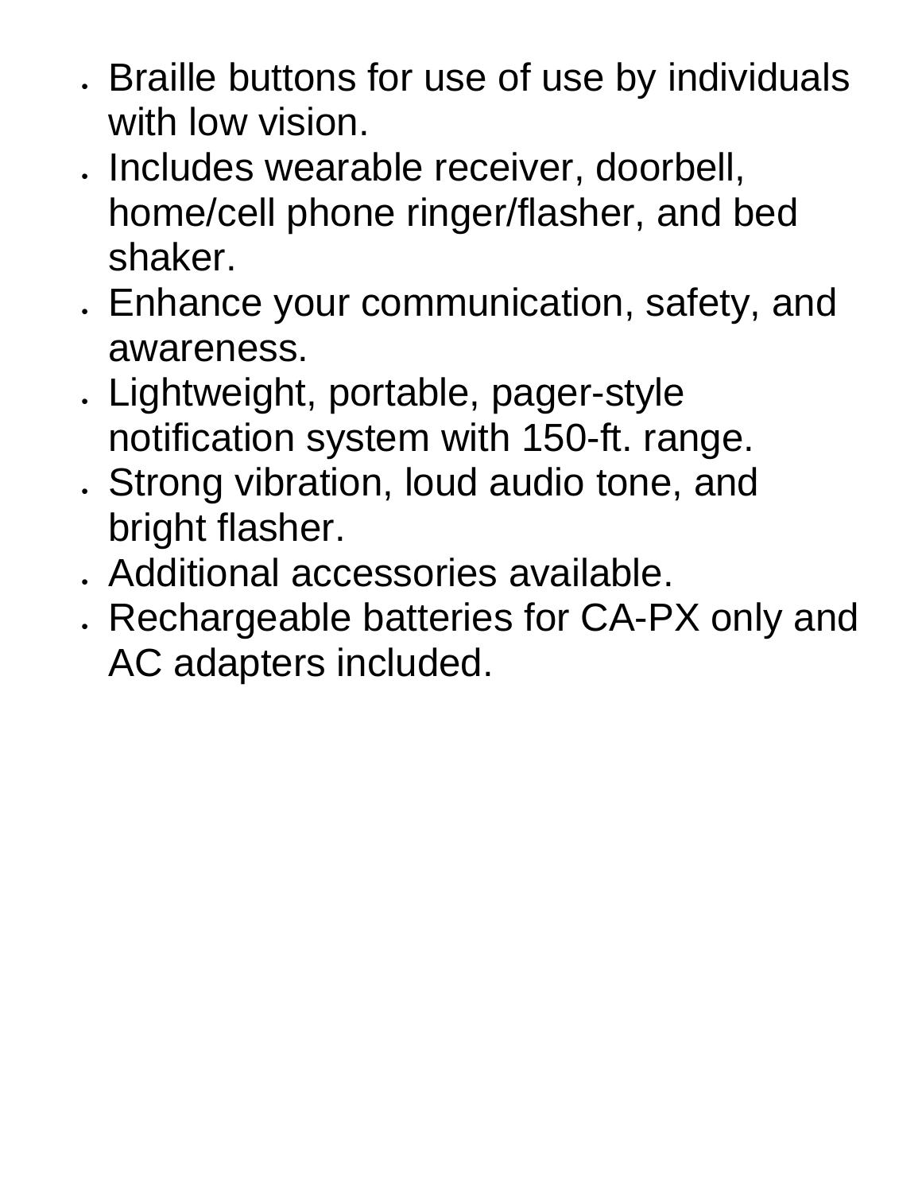- Braille buttons for use of use by individuals with low vision.
- Includes wearable receiver, doorbell, home/cell phone ringer/flasher, and bed shaker.
- Enhance your communication, safety, and awareness.
- Lightweight, portable, pager-style notification system with 150-ft. range.
- Strong vibration, loud audio tone, and bright flasher.
- Additional accessories available.
- Rechargeable batteries for CA-PX only and AC adapters included.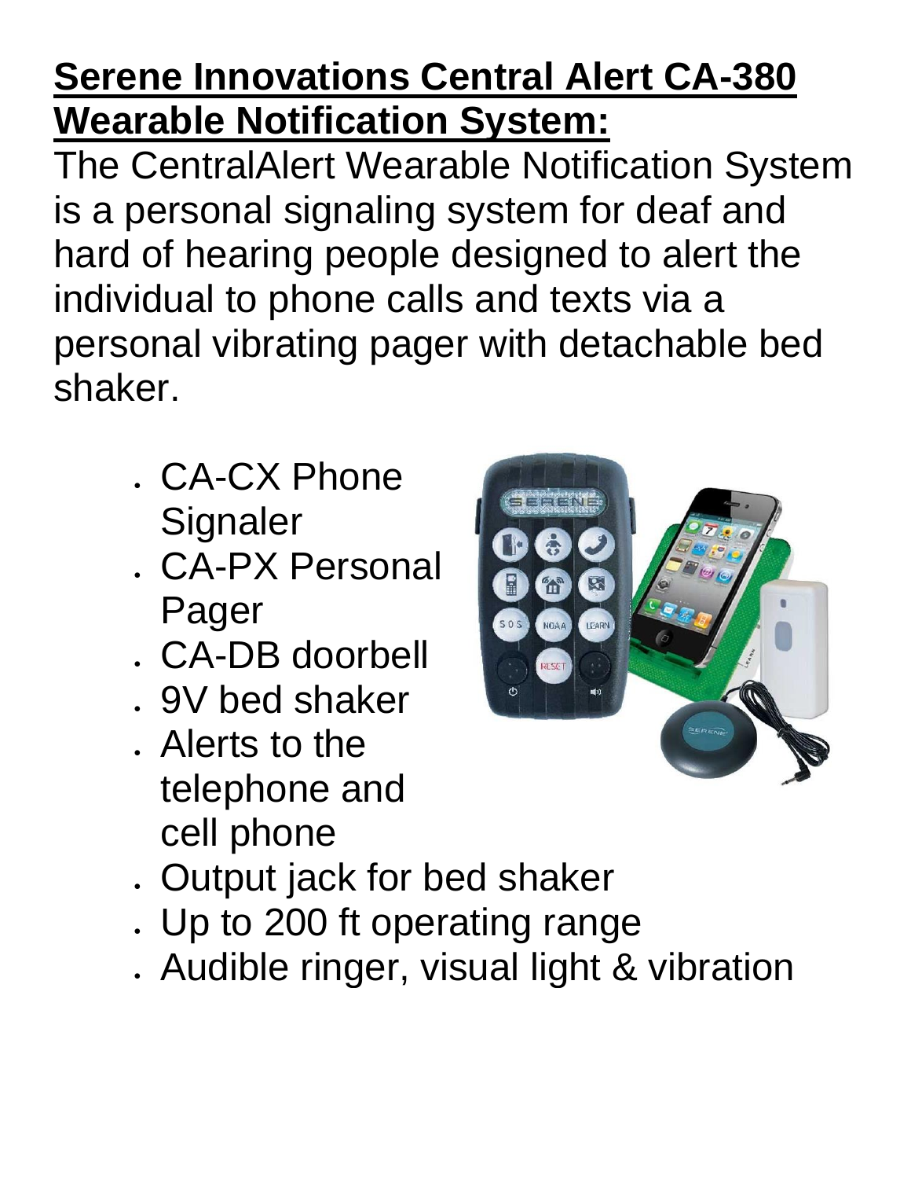**Serene Innovations Central Alert CA-380 Wearable Notification System:**

The CentralAlert Wearable Notification System is a personal signaling system for deaf and hard of hearing people designed to alert the individual to phone calls and texts via a personal vibrating pager with detachable bed shaker.

- CA-CX Phone Signaler
- CA-PX Personal Pager
- CA-DB doorbell
- 9V bed shaker
- Alerts to the telephone and cell phone
- Output jack for bed shaker
- Up to 200 ft operating range
- Audible ringer, visual light & vibration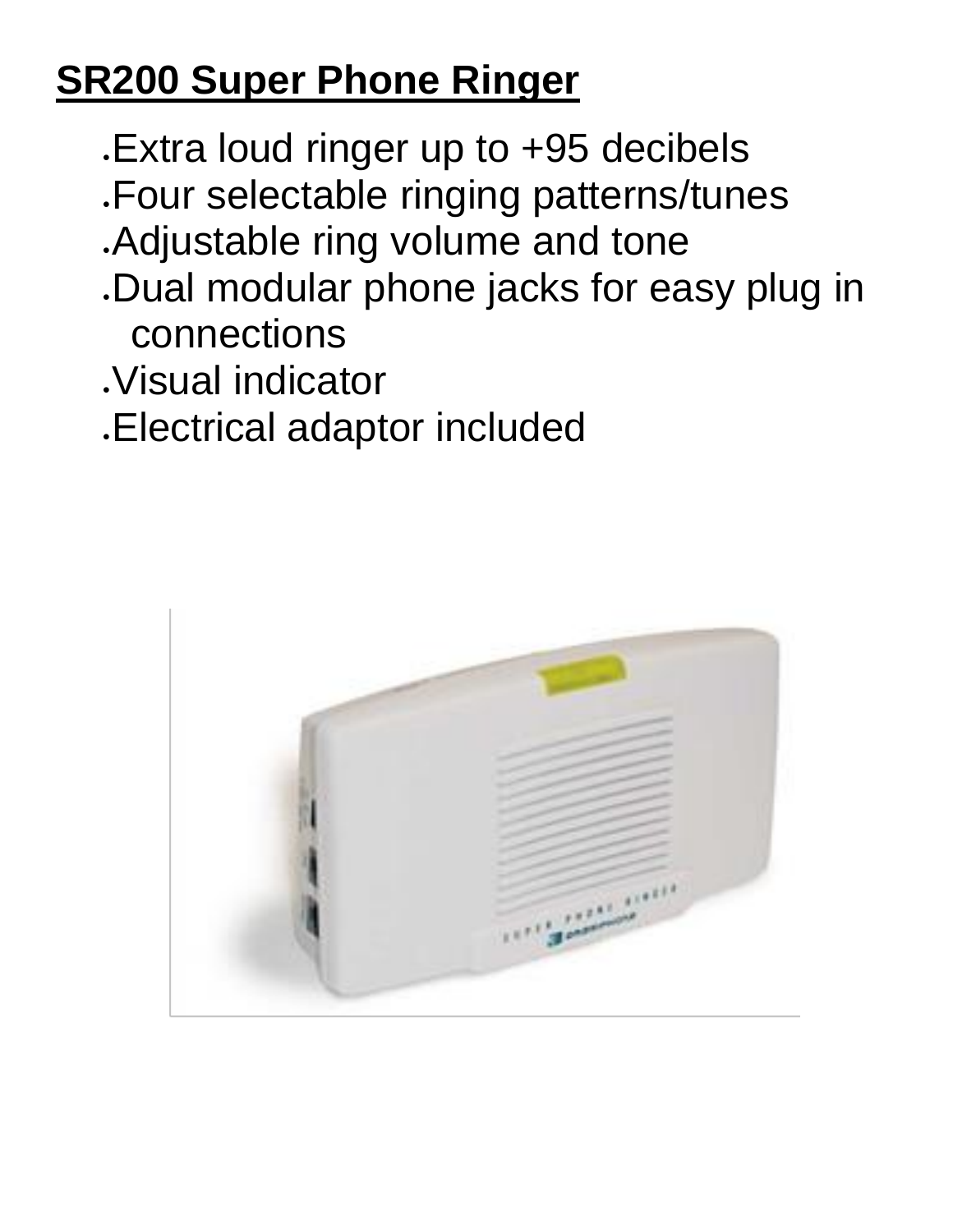# SR200 Super Phone Ringer

- Extra loud ringer up to +95 decibels
- Four selectable ringing patterns/tunes
- Adjustable ring volume and tone
- Dual modular phone jacks for easy plug in connections
- Visual indicator
- Electrical adaptor included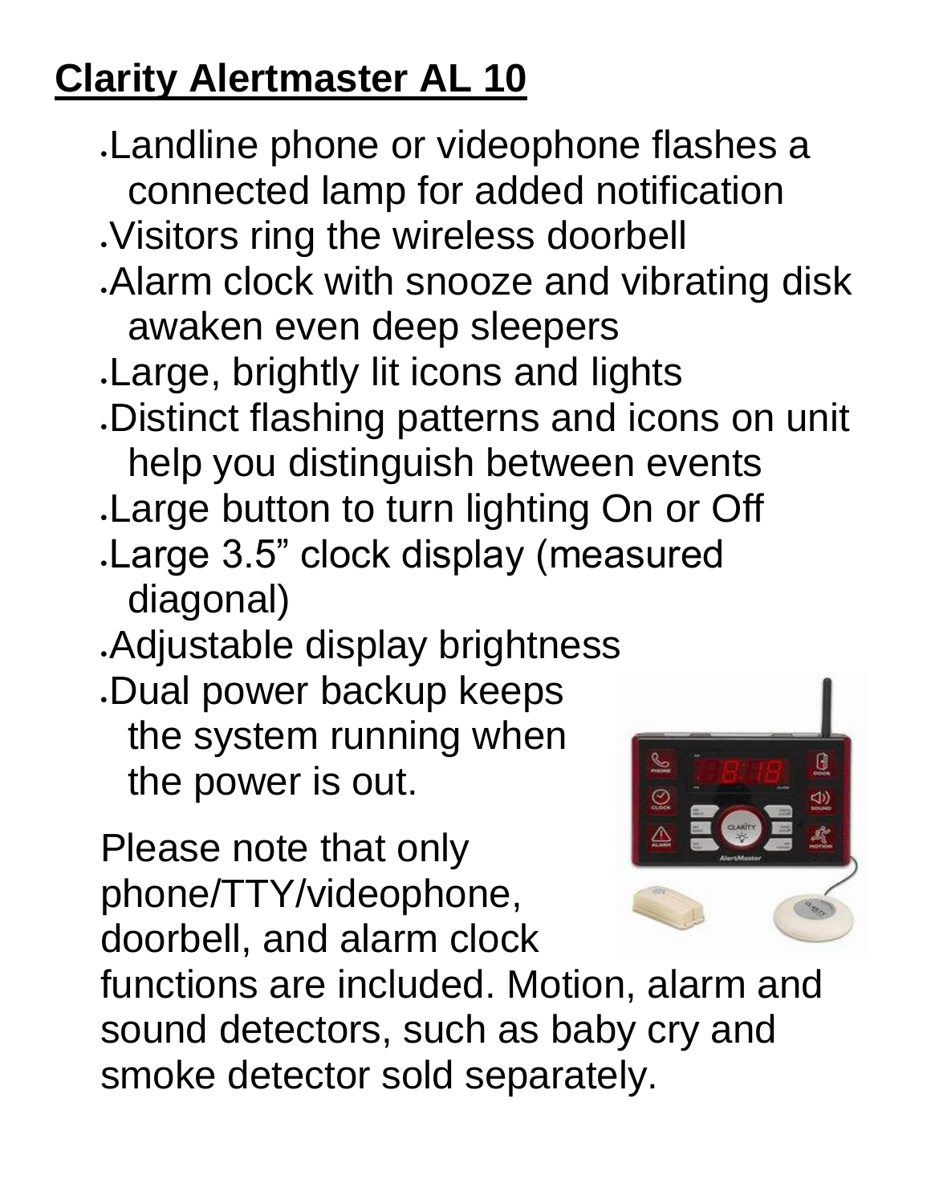# Clarity Alertmaster AL 10

- Landline phone or videophone flashes a connected lamp for added notification
- Visitors ring the wireless doorbell
- Alarm clock with snooze and vibrating disk awaken even deep sleepers
- Large, brightly lit icons and lights
- Distinct flashing patterns and icons on unit help you distinguish between events
- Large button to turn lighting On or Off
- Large 3.5" clock display (measured diagonal)
- Adjustable display brightness
- Dual power backup keeps the system running when the power is out.

Please note that only phone/TTY/videophone, doorbell, and alarm clock functions are included. Motion, alarm and sound detectors, such as baby cry and smoke detector sold separately.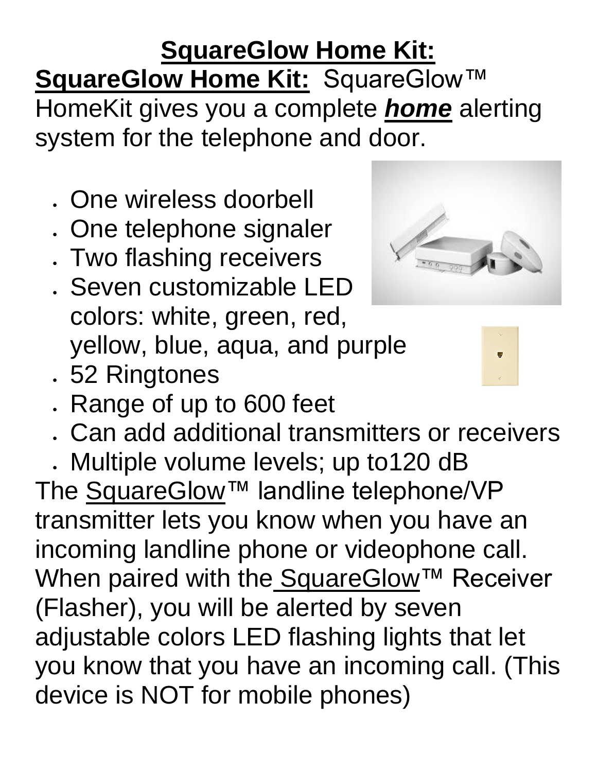# SquareGlow Home Kit:

**SquareGlow Home Kit:** SquareGlow™ HomeKit gives you a complete ***home*** alerting system for the telephone and door.

- One wireless doorbell
- One telephone signaler
- Two flashing receivers
- Seven customizable LED colors: white, green, red, yellow, blue, aqua, and purple
- 52 Ringtones
- Range of up to 600 feet
- Can add additional transmitters or receivers
- Multiple volume levels; up to120 dB

The SquareGlow™ landline telephone/VP transmitter lets you know when you have an incoming landline phone or videophone call. When paired with the SquareGlow™ Receiver (Flasher), you will be alerted by seven adjustable colors LED flashing lights that let you know that you have an incoming call. (This device is NOT for mobile phones)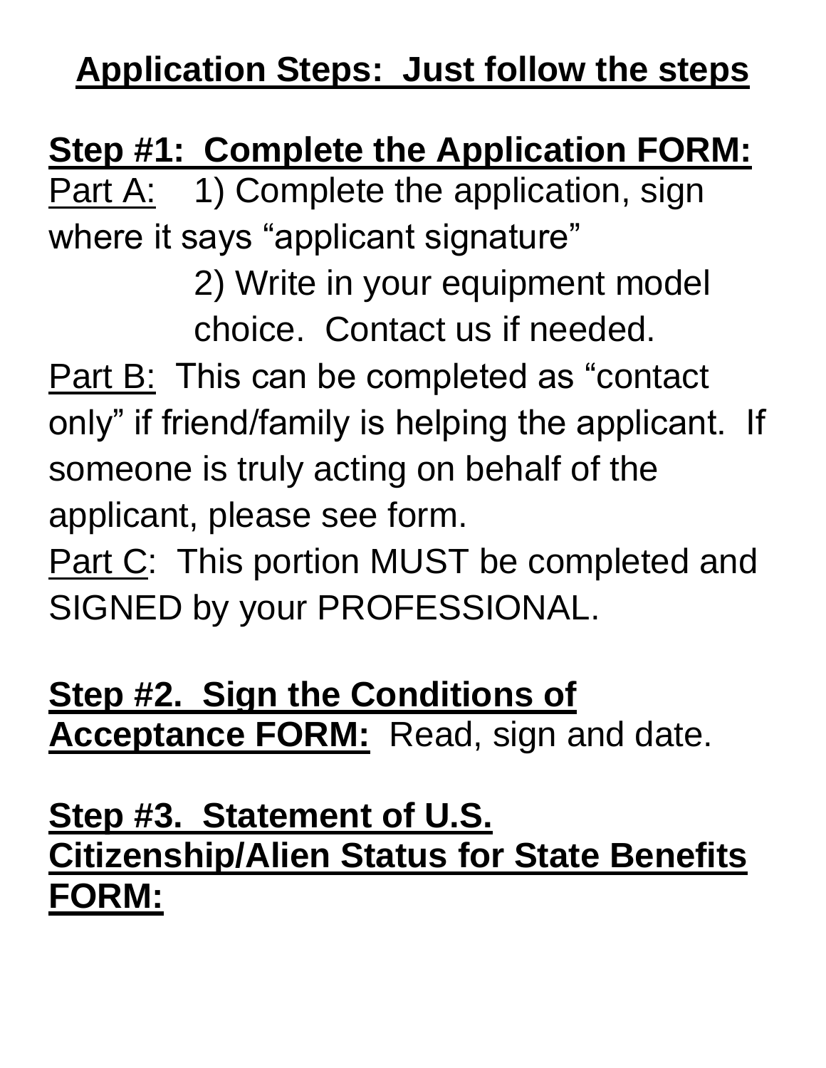## Application Steps: Just follow the steps

**Step #1: Complete the Application FORM:**

Part A: 1) Complete the application, sign where it says "applicant signature"

2) Write in your equipment model choice. Contact us if needed.

Part B: This can be completed as "contact only" if friend/family is helping the applicant. If someone is truly acting on behalf of the applicant, please see form.

Part C: This portion MUST be completed and SIGNED by your PROFESSIONAL.

**Step #2. Sign the Conditions of Acceptance FORM:** Read, sign and date.

**Step #3. Statement of U.S. Citizenship/Alien Status for State Benefits FORM:**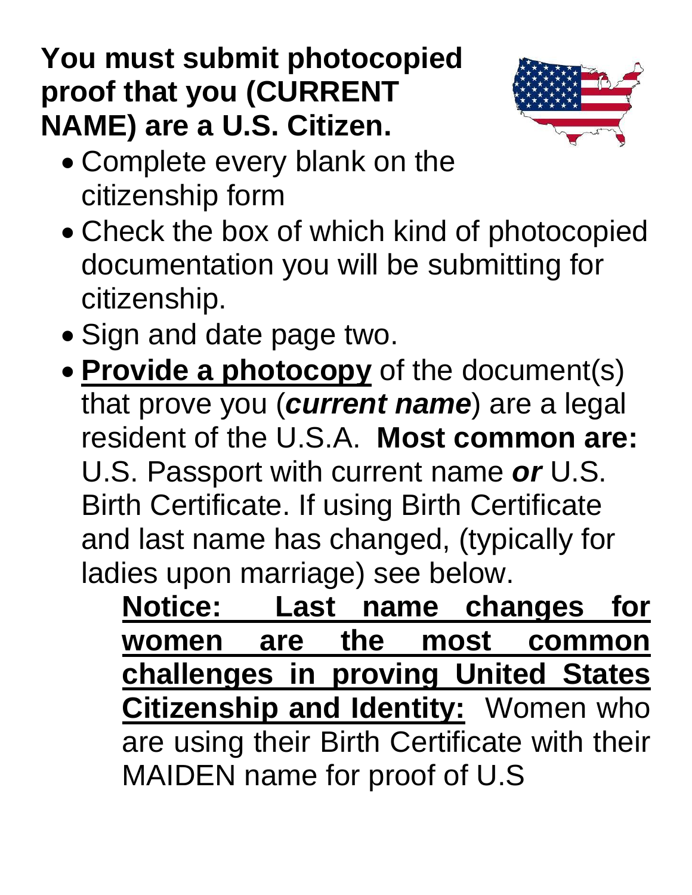**You must submit photocopied proof that you (CURRENT NAME) are a U.S. Citizen.**

- Complete every blank on the citizenship form
- Check the box of which kind of photocopied documentation you will be submitting for citizenship.
- Sign and date page two.
- **Provide a photocopy** of the document(s) that prove you (***current name***) are a legal resident of the U.S.A. **Most common are:** U.S. Passport with current name ***or*** U.S. Birth Certificate. If using Birth Certificate and last name has changed, (typically for ladies upon marriage) see below.

  **Notice: Last name changes for women are the most common challenges in proving United States Citizenship and Identity:** Women who are using their Birth Certificate with their MAIDEN name for proof of U.S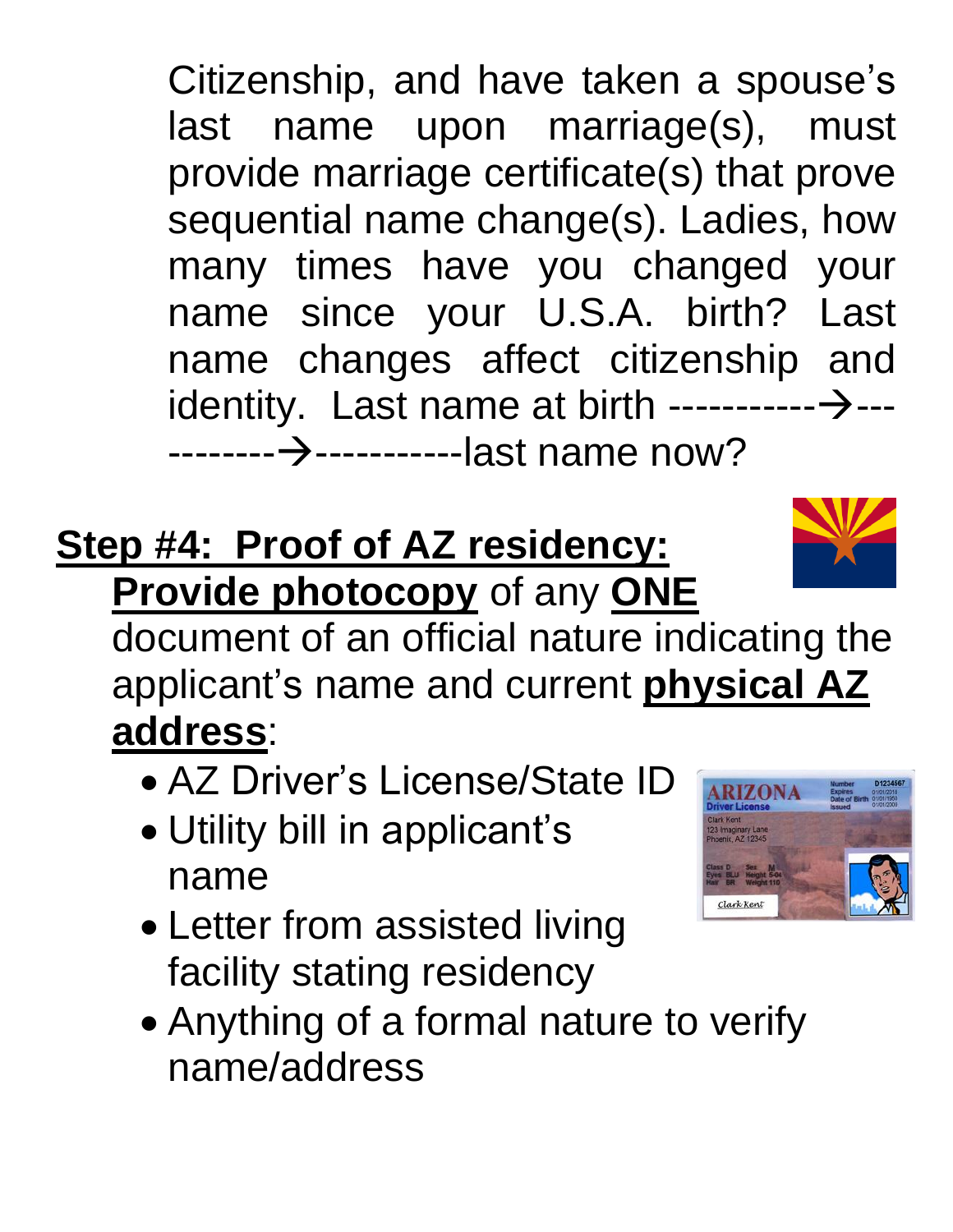Citizenship, and have taken a spouse's last name upon marriage(s), must provide marriage certificate(s) that prove sequential name change(s). Ladies, how many times have you changed your name since your U.S.A. birth? Last name changes affect citizenship and identity. Last name at birth -----------→-----------→-----------last name now?

## Step #4: Proof of AZ residency:

**Provide photocopy** of any **ONE** document of an official nature indicating the applicant's name and current **physical AZ address**:

- AZ Driver's License/State ID
- Utility bill in applicant's name
- Letter from assisted living facility stating residency
- Anything of a formal nature to verify name/address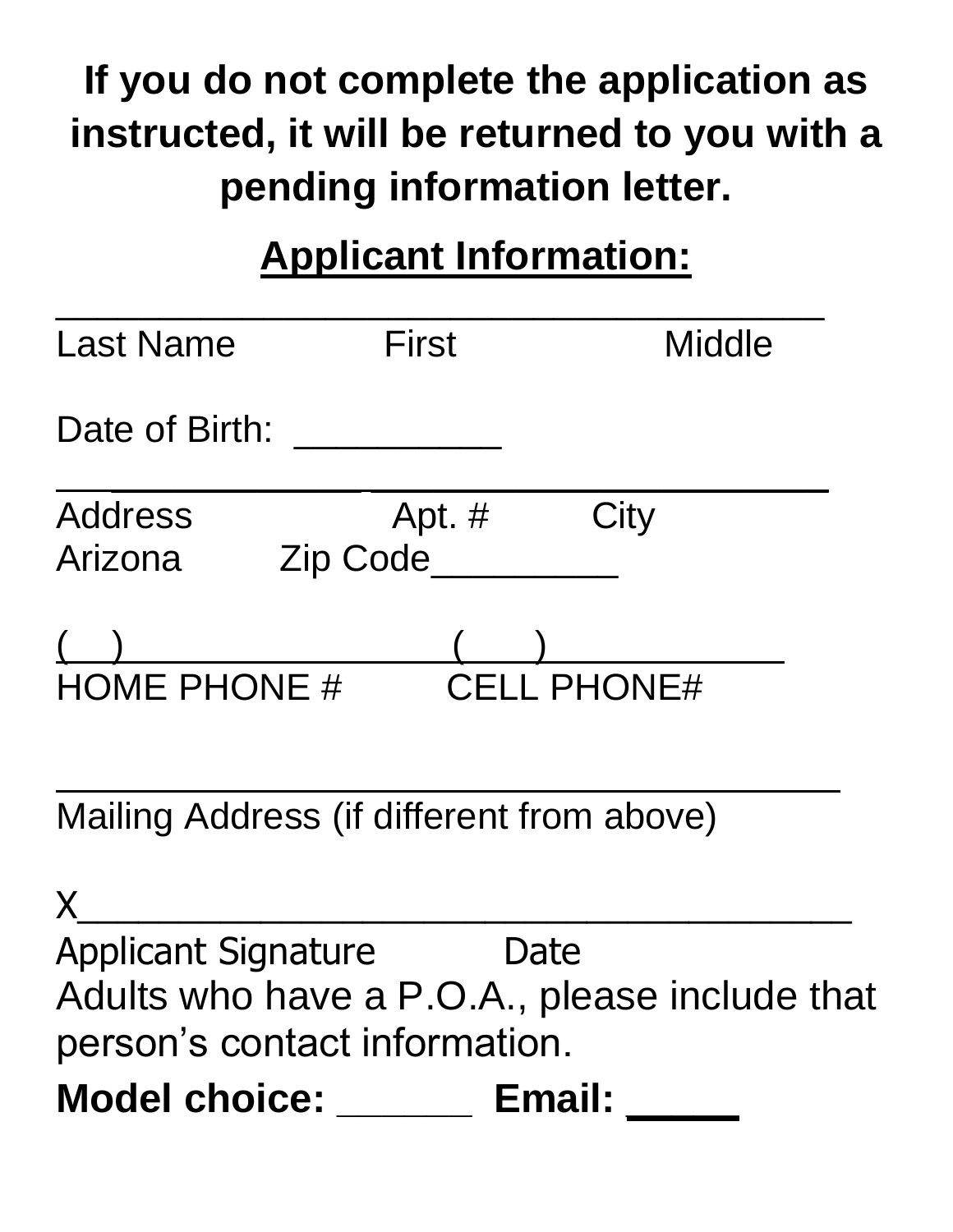**If you do not complete the application as instructed, it will be returned to you with a pending information letter.**

## Applicant Information:

_____________________________________________
Last Name First Middle

Date of Birth: __________

_____________________________________________
Address Apt. # City
Arizona Zip Code_________

(__)_______________ (___)___________
HOME PHONE # CELL PHONE#

_____________________________________________
Mailing Address (if different from above)

X_____________________________________
Applicant Signature Date

Adults who have a P.O.A., please include that person's contact information.

**Model choice:** ______ **Email:** _____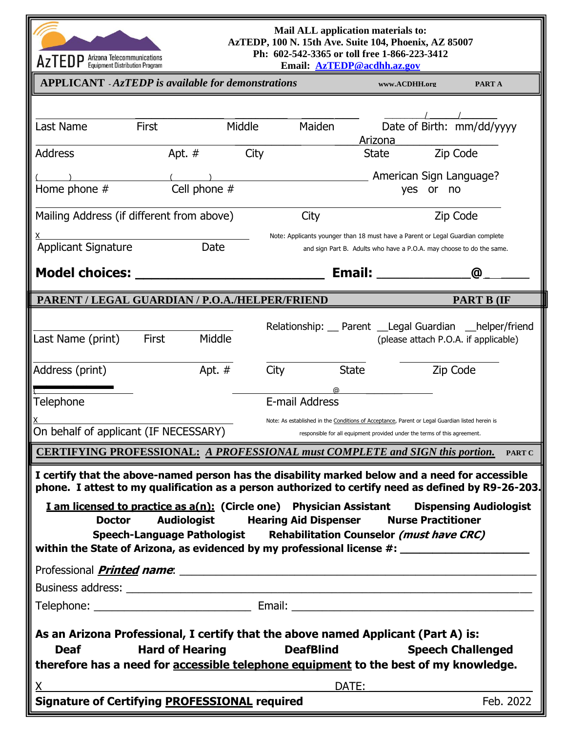AzTEDP Arizona Telecommunications Equipment Distribution Program

**Mail ALL application materials to:**
**AzTEDP, 100 N. 15th Ave. Suite 104, Phoenix, AZ 85007**
**Ph: 602-542-3365 or toll free 1-866-223-3412**
**Email: AzTEDP@acdhh.az.gov**

## APPLICANT - *AzTEDP is available for demonstrations*

www.ACDHH.org PART A

______________________________________________ ______/______/______
Last Name First Middle Maiden Date of Birth: mm/dd/yyyy

______________________________________________ Arizona __________
Address Apt. # City State Zip Code

(______) ______________ (______) ______________ American Sign Language?
Home phone # Cell phone # yes or no

______________________________________________________________________
Mailing Address (if different from above) City Zip Code

X______________________________________
Applicant Signature Date

Note: Applicants younger than 18 must have a Parent or Legal Guardian complete and sign Part B. Adults who have a P.O.A. may choose to do the same.

**Model choices: ________________________ Email: ____________@______**

## PARENT / LEGAL GUARDIAN / P.O.A./HELPER/FRIEND PART B (IF

______________________________________ Relationship: __ Parent __Legal Guardian __helper/friend
Last Name (print) First Middle (please attach P.O.A. if applicable)

______________________________________ ______________ ______________
Address (print) Apt. # City State Zip Code

(______) ______________ ____________@______________
Telephone E-mail Address

X______________________________________
On behalf of applicant (IF NECESSARY)

Note: As established in the Conditions of Acceptance, Parent or Legal Guardian listed herein is responsible for all equipment provided under the terms of this agreement.

## CERTIFYING PROFESSIONAL: *A PROFESSIONAL must COMPLETE and SIGN this portion.* PART C

**I certify that the above-named person has the disability marked below and a need for accessible phone. I attest to my qualification as a person authorized to certify need as defined by R9-26-203.**

**I am licensed to practice as a(n): (Circle one) Physician Assistant Dispensing Audiologist Doctor Audiologist Hearing Aid Dispenser Nurse Practitioner Speech-Language Pathologist Rehabilitation Counselor *(must have CRC)***
**within the State of Arizona, as evidenced by my professional license #: ____________________**

Professional ***Printed name***: ______________________________________________

Business address: ______________________________________________

Telephone: ________________________ Email: ______________________________

**As an Arizona Professional, I certify that the above named Applicant (Part A) is:**
**Deaf Hard of Hearing DeafBlind Speech Challenged**
**therefore has a need for accessible telephone equipment to the best of my knowledge.**

X______________________________________ DATE: ______________

**Signature of Certifying PROFESSIONAL required** Feb. 2022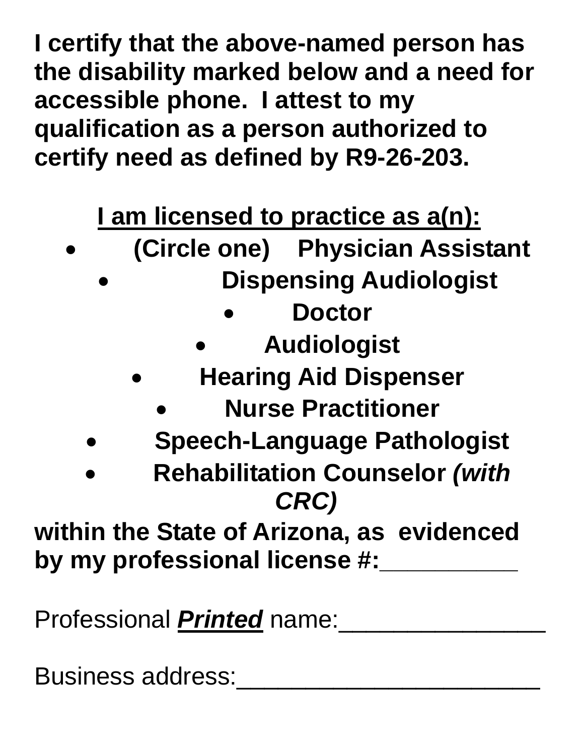**I certify that the above-named person has the disability marked below and a need for accessible phone. I attest to my qualification as a person authorized to certify need as defined by R9-26-203.**

**<u>I am licensed to practice as a(n):</u>**

- **(Circle one) Physician Assistant**
- **Dispensing Audiologist**
- **Doctor**
- **Audiologist**
- **Hearing Aid Dispenser**
- **Nurse Practitioner**
- **Speech-Language Pathologist**
- **Rehabilitation Counselor *(with CRC)***

**within the State of Arizona, as evidenced by my professional license #:__________**

Professional ***<u>Printed</u>*** name:_______________

Business address:______________________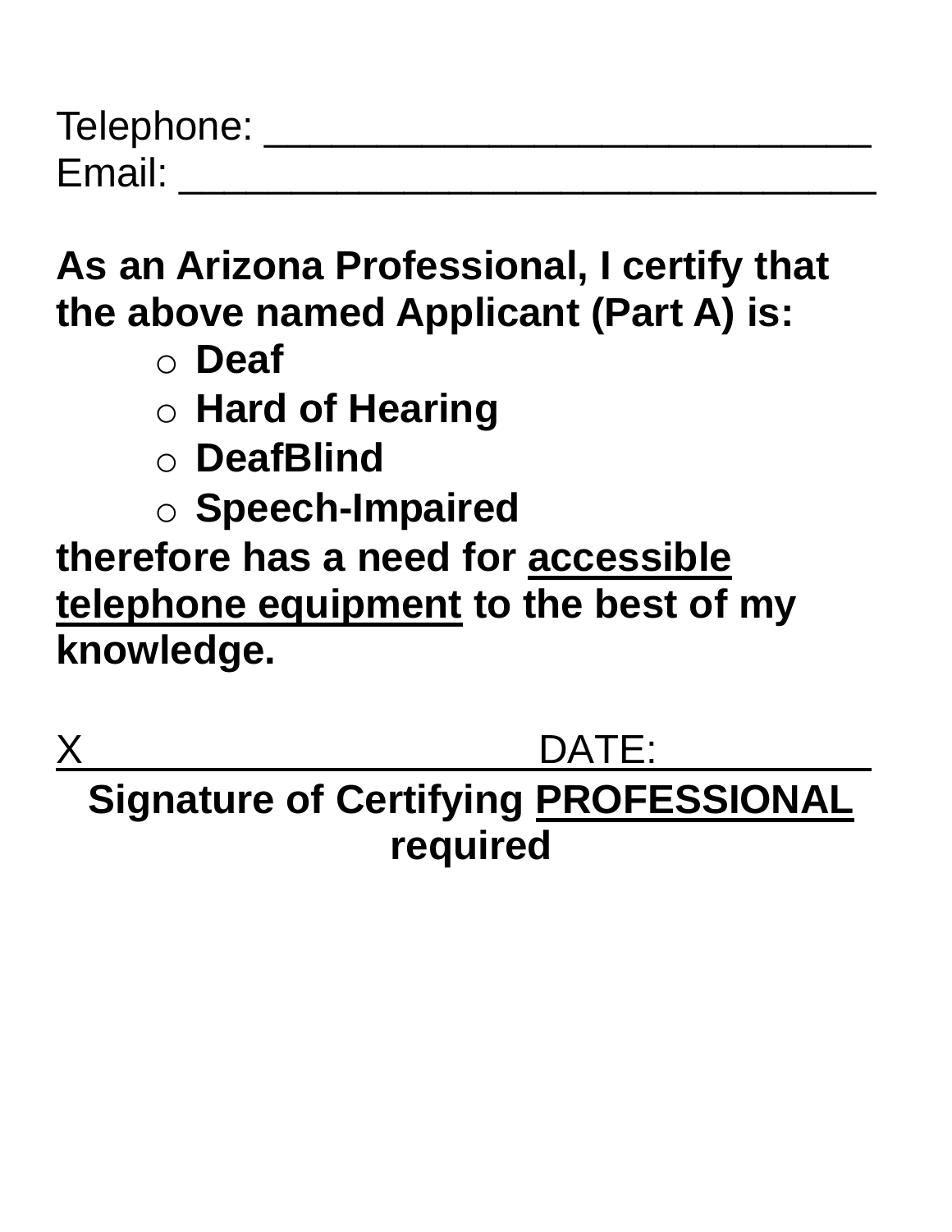Telephone: ___________________________

Email: _______________________________

**As an Arizona Professional, I certify that the above named Applicant (Part A) is:**

- **Deaf**
- **Hard of Hearing**
- **DeafBlind**
- **Speech-Impaired**

**therefore has a need for <u>accessible telephone equipment</u> to the best of my knowledge.**

X_______________________ DATE: __________

**Signature of Certifying <u>PROFESSIONAL</u> required**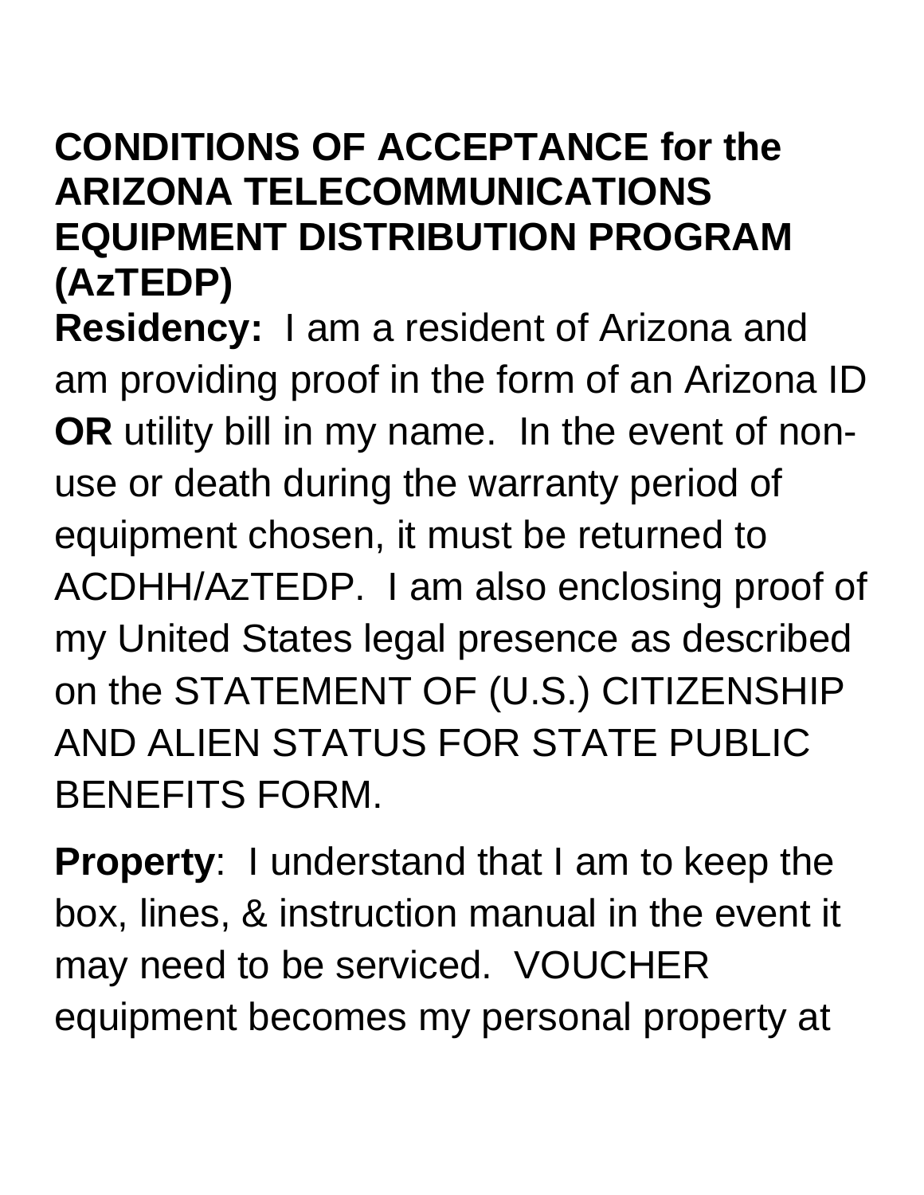# CONDITIONS OF ACCEPTANCE for the ARIZONA TELECOMMUNICATIONS EQUIPMENT DISTRIBUTION PROGRAM (AzTEDP)

**Residency:** I am a resident of Arizona and am providing proof in the form of an Arizona ID **OR** utility bill in my name. In the event of non-use or death during the warranty period of equipment chosen, it must be returned to ACDHH/AzTEDP. I am also enclosing proof of my United States legal presence as described on the STATEMENT OF (U.S.) CITIZENSHIP AND ALIEN STATUS FOR STATE PUBLIC BENEFITS FORM.

**Property**: I understand that I am to keep the box, lines, & instruction manual in the event it may need to be serviced. VOUCHER equipment becomes my personal property at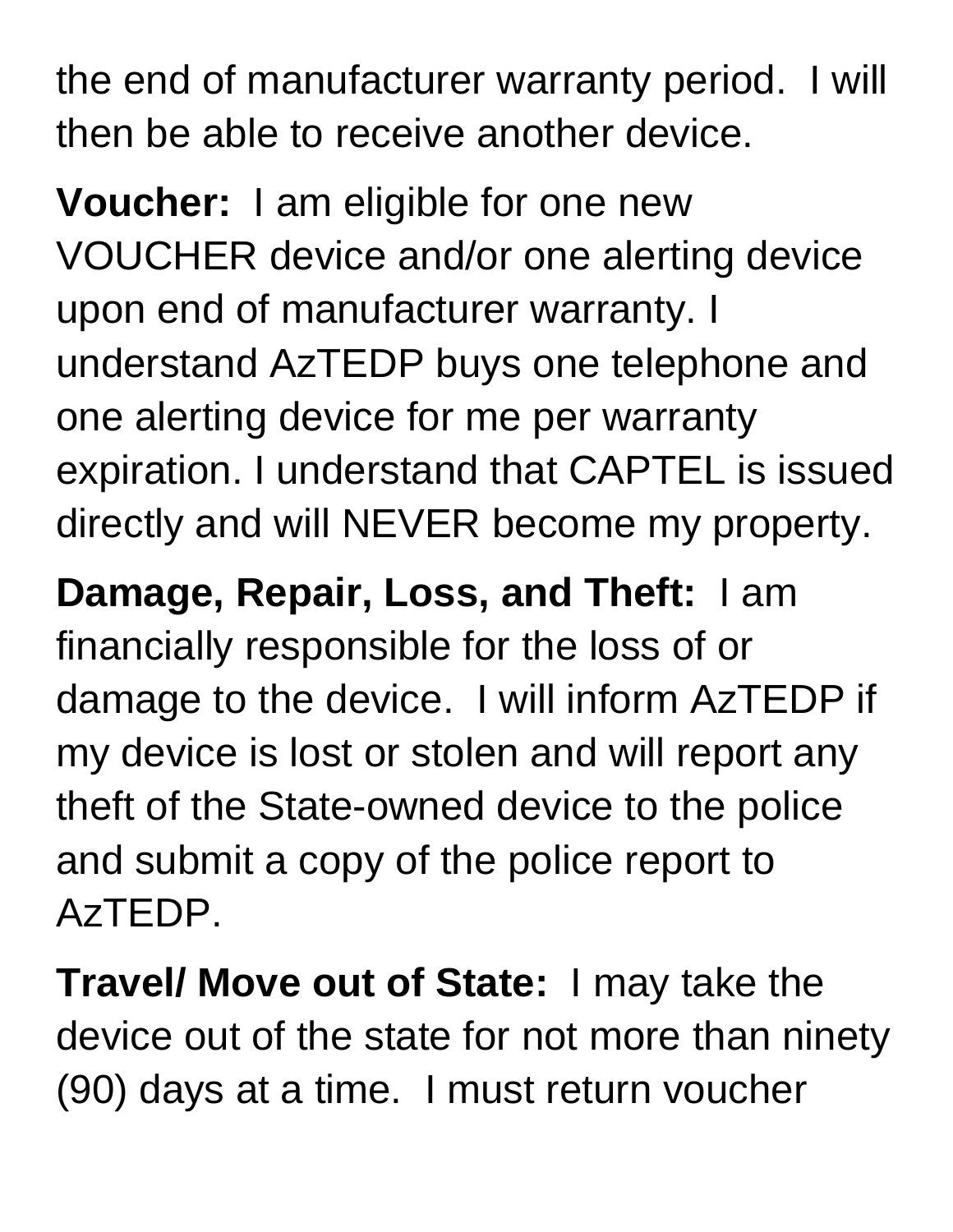the end of manufacturer warranty period.  I will then be able to receive another device.

**Voucher:** I am eligible for one new VOUCHER device and/or one alerting device upon end of manufacturer warranty. I understand AzTEDP buys one telephone and one alerting device for me per warranty expiration. I understand that CAPTEL is issued directly and will NEVER become my property.

**Damage, Repair, Loss, and Theft:** I am financially responsible for the loss of or damage to the device.  I will inform AzTEDP if my device is lost or stolen and will report any theft of the State-owned device to the police and submit a copy of the police report to AzTEDP.

**Travel/ Move out of State:** I may take the device out of the state for not more than ninety (90) days at a time.  I must return voucher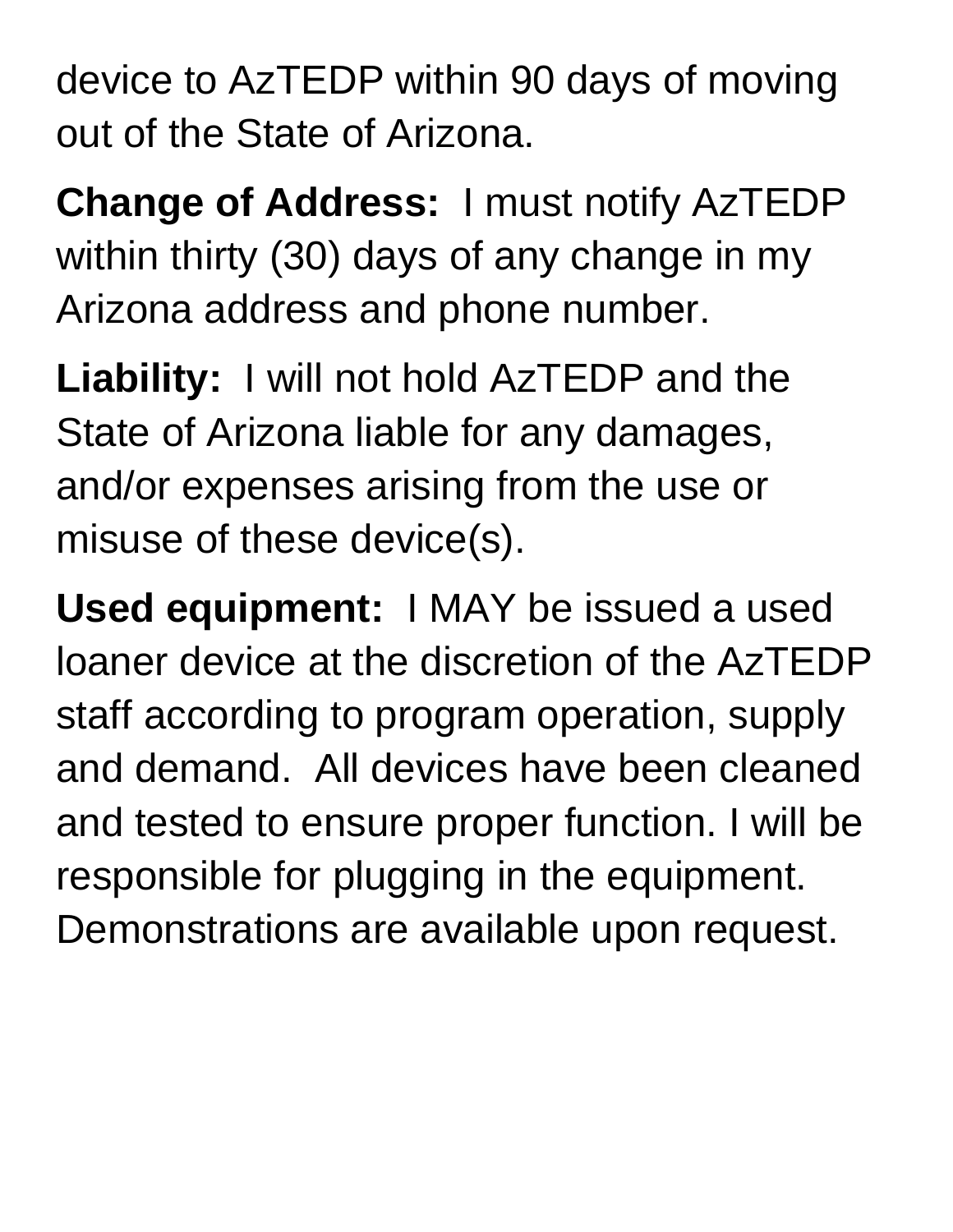device to AzTEDP within 90 days of moving out of the State of Arizona.

**Change of Address:** I must notify AzTEDP within thirty (30) days of any change in my Arizona address and phone number.

**Liability:** I will not hold AzTEDP and the State of Arizona liable for any damages, and/or expenses arising from the use or misuse of these device(s).

**Used equipment:** I MAY be issued a used loaner device at the discretion of the AzTEDP staff according to program operation, supply and demand. All devices have been cleaned and tested to ensure proper function. I will be responsible for plugging in the equipment. Demonstrations are available upon request.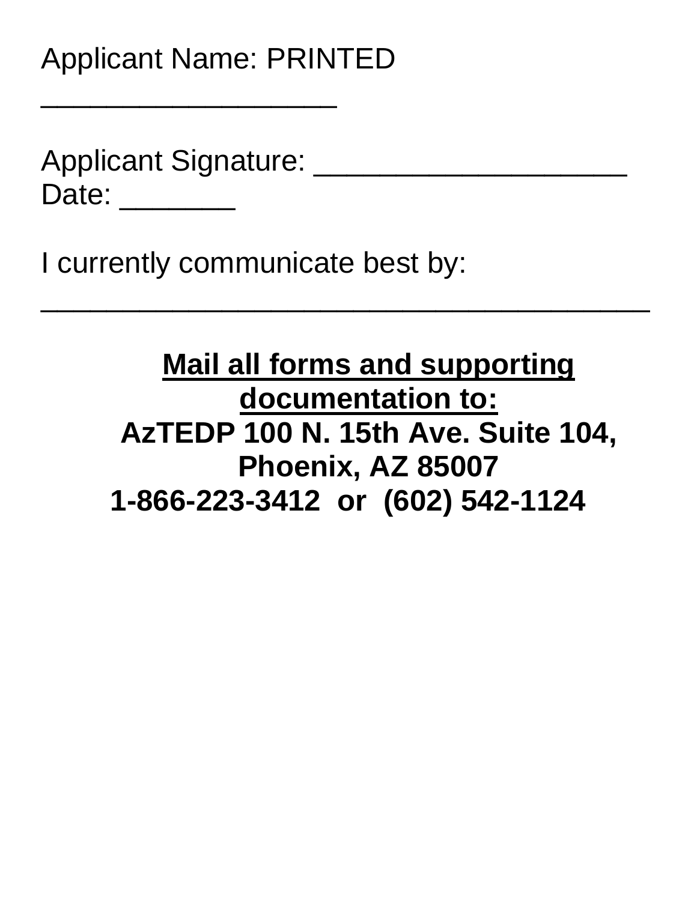Applicant Name: PRINTED
___________________

Applicant Signature: ____________________
Date: _______

I currently communicate best by:
_______________________________________

<div align="center">

**<u>Mail all forms and supporting documentation to:</u>**
**AzTEDP 100 N. 15th Ave. Suite 104, Phoenix, AZ 85007**
**1-866-223-3412 or (602) 542-1124**

</div>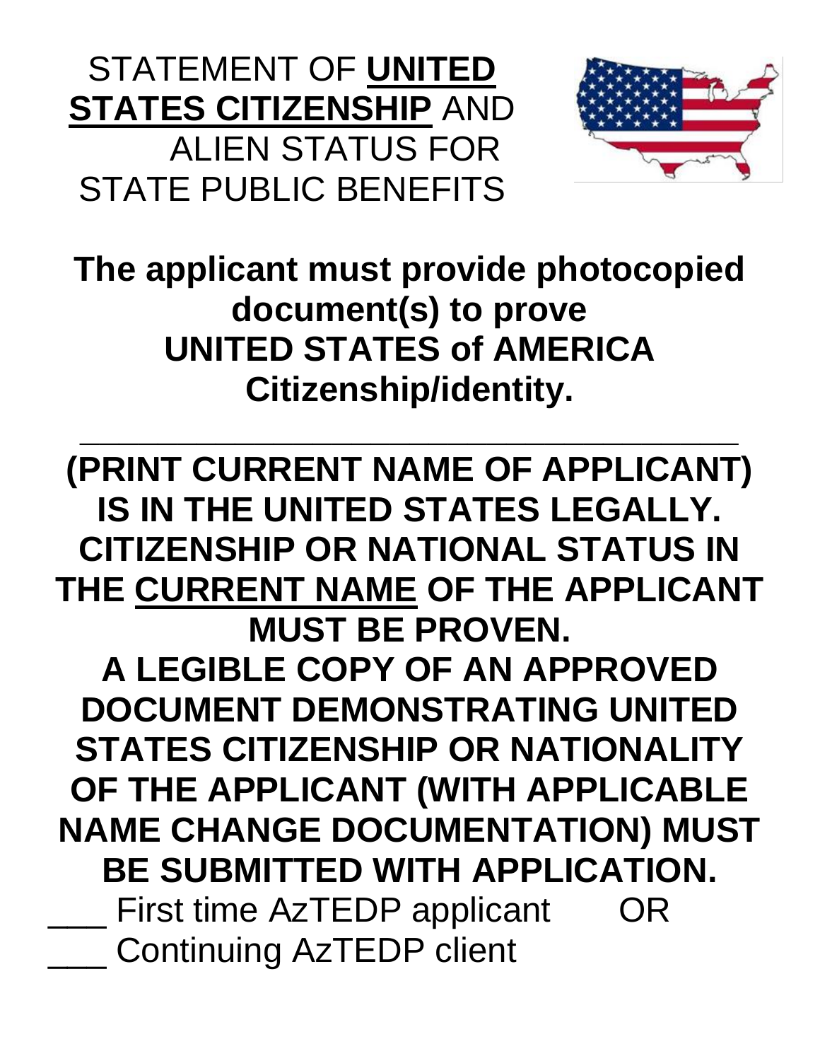# STATEMENT OF **UNITED STATES CITIZENSHIP** AND ALIEN STATUS FOR STATE PUBLIC BENEFITS

**The applicant must provide photocopied document(s) to prove UNITED STATES of AMERICA Citizenship/identity.**

\_\_\_\_\_\_\_\_\_\_\_\_\_\_\_\_\_\_\_\_\_\_\_\_\_\_\_\_\_\_\_\_\_\_\_\_\_\_\_\_\_\_\_\_

**(PRINT CURRENT NAME OF APPLICANT) IS IN THE UNITED STATES LEGALLY. CITIZENSHIP OR NATIONAL STATUS IN THE CURRENT NAME OF THE APPLICANT MUST BE PROVEN.**

**A LEGIBLE COPY OF AN APPROVED DOCUMENT DEMONSTRATING UNITED STATES CITIZENSHIP OR NATIONALITY OF THE APPLICANT (WITH APPLICABLE NAME CHANGE DOCUMENTATION) MUST BE SUBMITTED WITH APPLICATION.**

\_\_\_ First time AzTEDP applicant OR

\_\_\_ Continuing AzTEDP client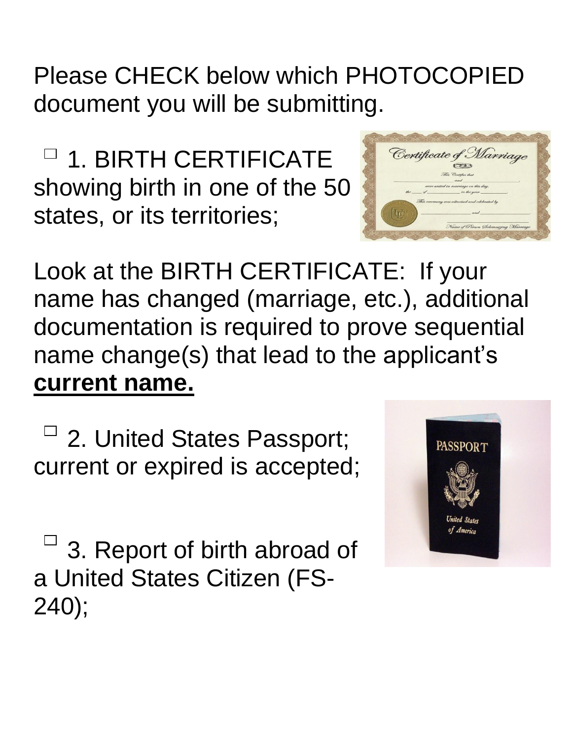Please CHECK below which PHOTOCOPIED document you will be submitting.

- ☐ 1. BIRTH CERTIFICATE showing birth in one of the 50 states, or its territories;

Look at the BIRTH CERTIFICATE: If your name has changed (marriage, etc.), additional documentation is required to prove sequential name change(s) that lead to the applicant's **current name.**

- ☐ 2. United States Passport; current or expired is accepted;

- ☐ 3. Report of birth abroad of a United States Citizen (FS-240);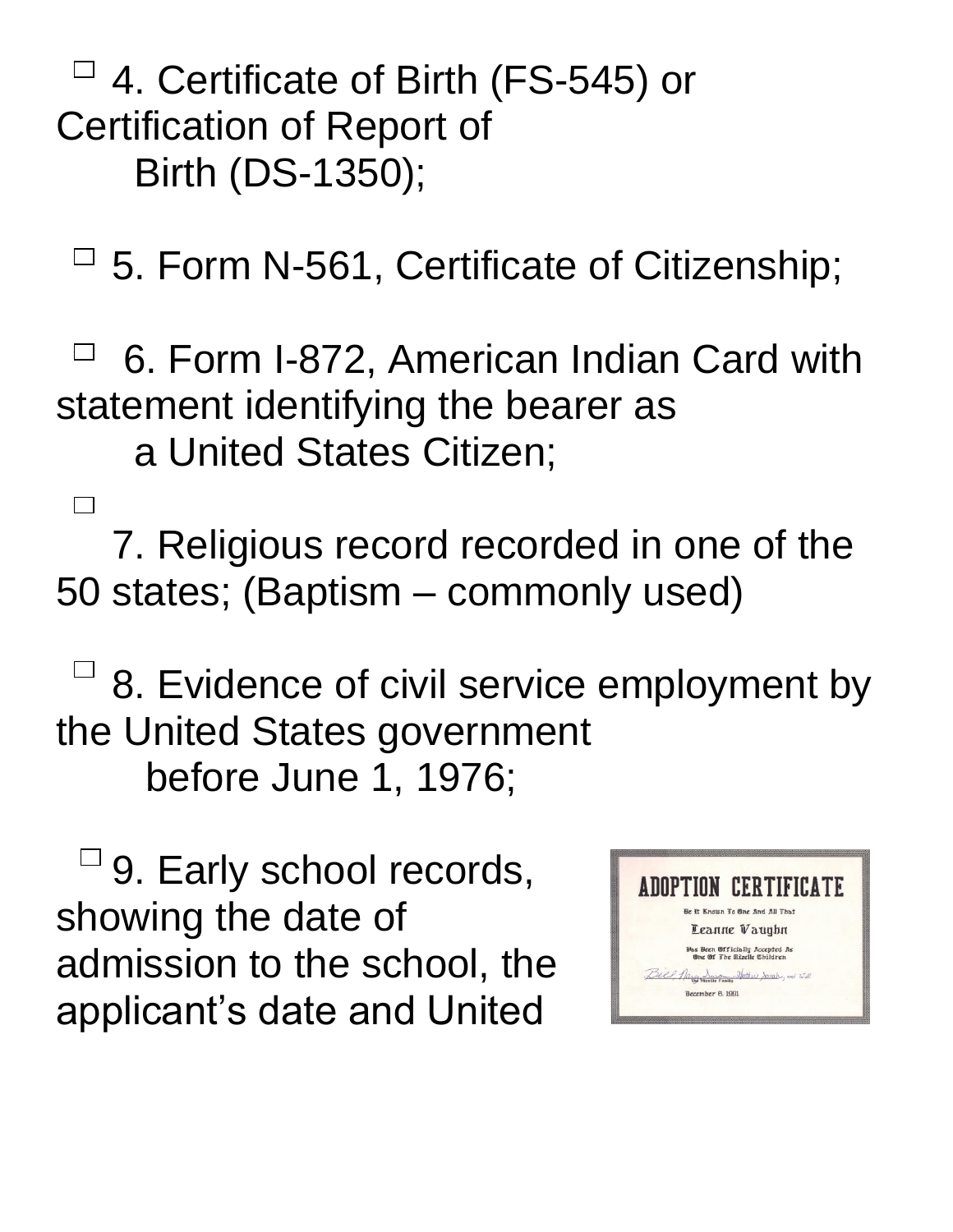- ☐ 4. Certificate of Birth (FS-545) or Certification of Report of Birth (DS-1350);

- ☐ 5. Form N-561, Certificate of Citizenship;

- ☐ 6. Form I-872, American Indian Card with statement identifying the bearer as a United States Citizen;

- ☐ 7. Religious record recorded in one of the 50 states; (Baptism – commonly used)

- ☐ 8. Evidence of civil service employment by the United States government before June 1, 1976;

- ☐ 9. Early school records, showing the date of admission to the school, the applicant's date and United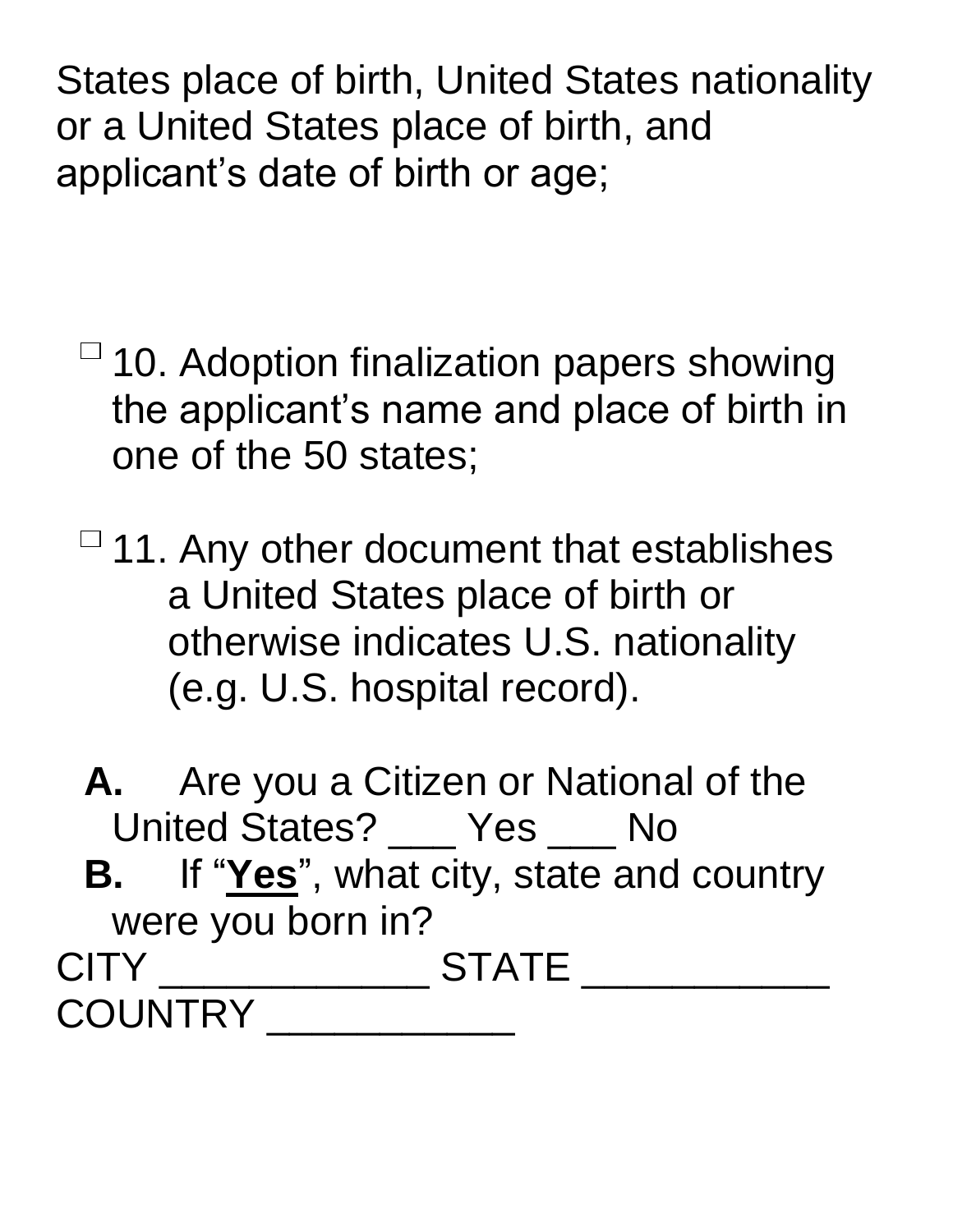States place of birth, United States nationality or a United States place of birth, and applicant's date of birth or age;

- ☐ 10. Adoption finalization papers showing the applicant's name and place of birth in one of the 50 states;

- ☐ 11. Any other document that establishes a United States place of birth or otherwise indicates U.S. nationality (e.g. U.S. hospital record).

**A.** Are you a Citizen or National of the United States? ___ Yes ___ No

**B.** If "**Yes**", what city, state and country were you born in?

CITY ____________ STATE ___________ COUNTRY ___________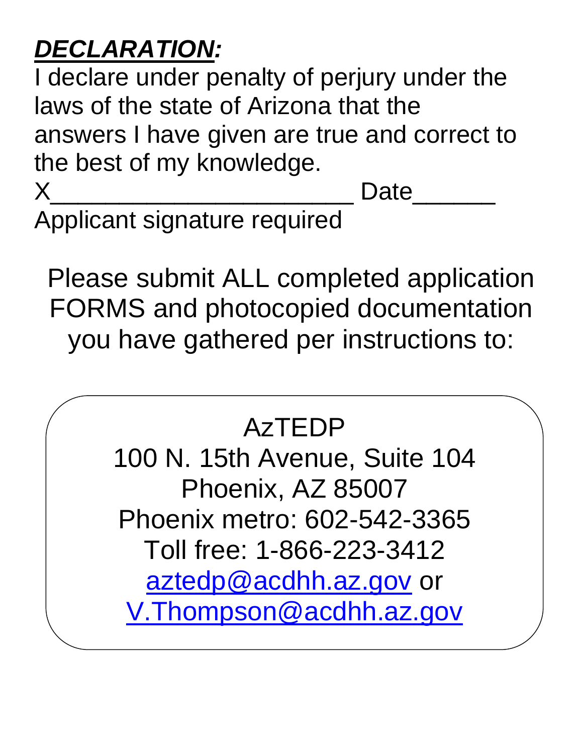***DECLARATION:***

I declare under penalty of perjury under the laws of the state of Arizona that the answers I have given are true and correct to the best of my knowledge.

X______________________ Date______

Applicant signature required

Please submit ALL completed application FORMS and photocopied documentation you have gathered per instructions to:

AzTEDP
100 N. 15th Avenue, Suite 104
Phoenix, AZ 85007
Phoenix metro: 602-542-3365
Toll free: 1-866-223-3412
[aztedp@acdhh.az.gov](mailto:aztedp@acdhh.az.gov) or
[V.Thompson@acdhh.az.gov](mailto:V.Thompson@acdhh.az.gov)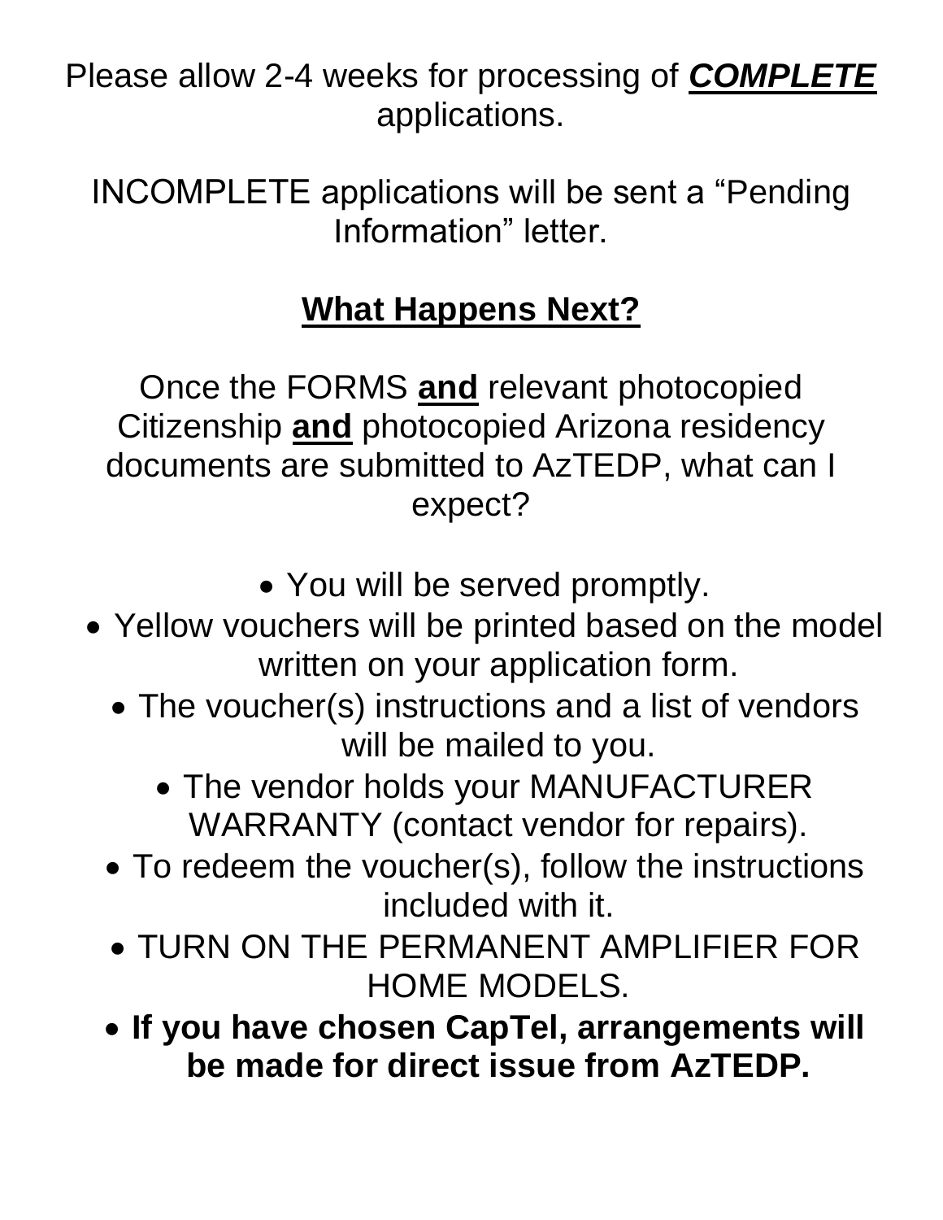Please allow 2-4 weeks for processing of ***COMPLETE*** applications.

INCOMPLETE applications will be sent a "Pending Information" letter.

## What Happens Next?

Once the FORMS **and** relevant photocopied Citizenship **and** photocopied Arizona residency documents are submitted to AzTEDP, what can I expect?

- You will be served promptly.
- Yellow vouchers will be printed based on the model written on your application form.
- The voucher(s) instructions and a list of vendors will be mailed to you.
- The vendor holds your MANUFACTURER WARRANTY (contact vendor for repairs).
- To redeem the voucher(s), follow the instructions included with it.
- TURN ON THE PERMANENT AMPLIFIER FOR HOME MODELS.
- **If you have chosen CapTel, arrangements will be made for direct issue from AzTEDP.**